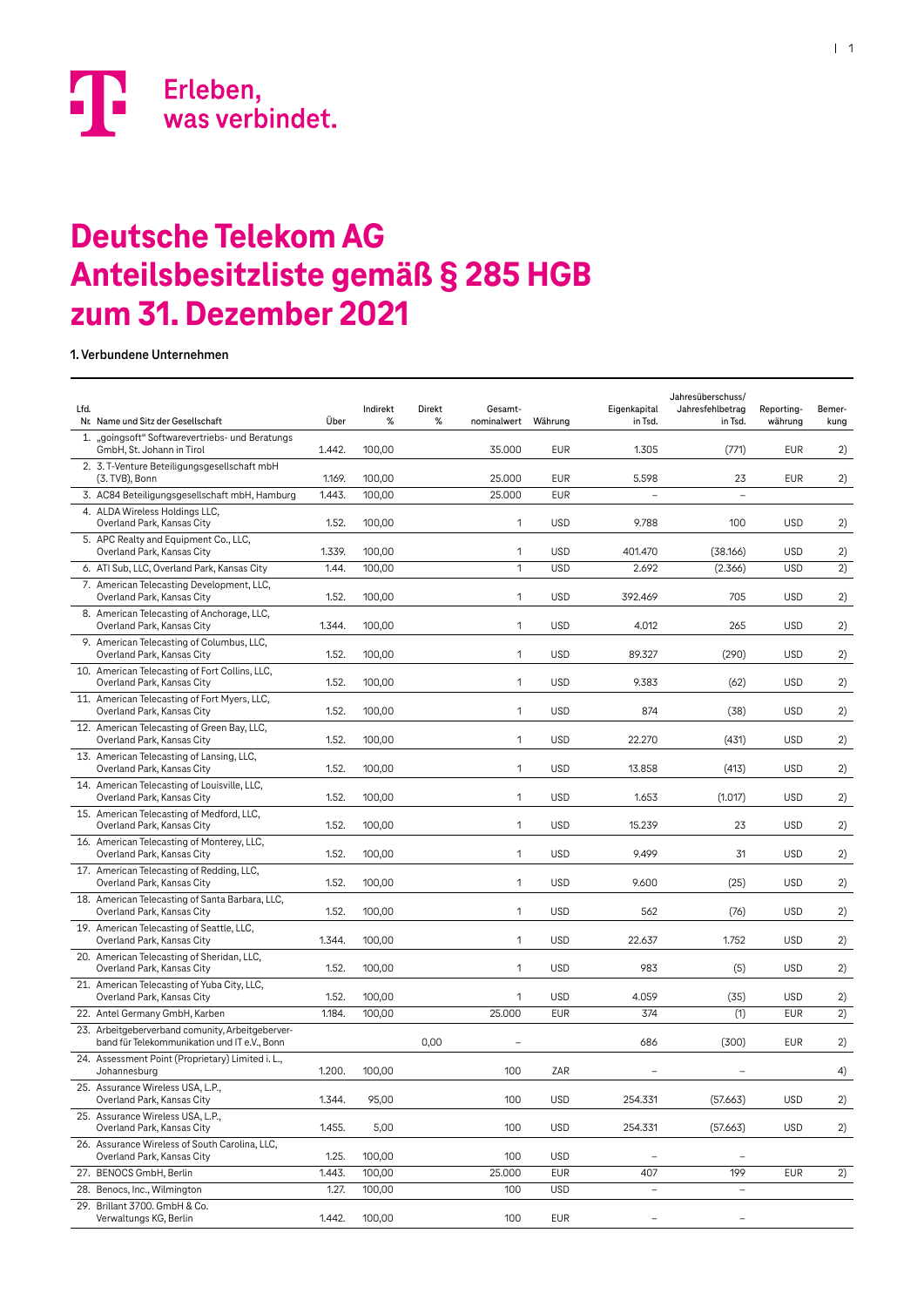Erleben, was verbindet.

# Deutsche Telekom AG Anteilsbesitzliste gemäß § 285 HGB zum 31. Dezember 2021

## 1. Verbundene Unternehmen

| Lfd. Nr. | Name und Sitz der Gesellschaft | Über | Indirekt % | Direkt % | Gesamt-nominalwert | Währung | Eigenkapital in Tsd. | Jahresüberschuss/ Jahresfehlbetrag in Tsd. | Reporting-währung | Bemer-kung |
|---|---|---|---|---|---|---|---|---|---|---|
| 1. | „goingsoft" Softwarevertriebs- und Beratungs GmbH, St. Johann in Tirol | 1.442. | 100,00 | | 35.000 | EUR | 1.305 | (771) | EUR | 2) |
| 2. | 3. T-Venture Beteiligungsgesellschaft mbH (3. TVB), Bonn | 1.169. | 100,00 | | 25.000 | EUR | 5.598 | 23 | EUR | 2) |
| 3. | AC84 Beteiligungsgesellschaft mbH, Hamburg | 1.443. | 100,00 | | 25.000 | EUR | – | – | | |
| 4. | ALDA Wireless Holdings LLC, Overland Park, Kansas City | 1.52. | 100,00 | | 1 | USD | 9.788 | 100 | USD | 2) |
| 5. | APC Realty and Equipment Co., LLC, Overland Park, Kansas City | 1.339. | 100,00 | | 1 | USD | 401.470 | (38.166) | USD | 2) |
| 6. | ATI Sub, LLC, Overland Park, Kansas City | 1.44. | 100,00 | | 1 | USD | 2.692 | (2.366) | USD | 2) |
| 7. | American Telecasting Development, LLC, Overland Park, Kansas City | 1.52. | 100,00 | | 1 | USD | 392.469 | 705 | USD | 2) |
| 8. | American Telecasting of Anchorage, LLC, Overland Park, Kansas City | 1.344. | 100,00 | | 1 | USD | 4.012 | 265 | USD | 2) |
| 9. | American Telecasting of Columbus, LLC, Overland Park, Kansas City | 1.52. | 100,00 | | 1 | USD | 89.327 | (290) | USD | 2) |
| 10. | American Telecasting of Fort Collins, LLC, Overland Park, Kansas City | 1.52. | 100,00 | | 1 | USD | 9.383 | (62) | USD | 2) |
| 11. | American Telecasting of Fort Myers, LLC, Overland Park, Kansas City | 1.52. | 100,00 | | 1 | USD | 874 | (38) | USD | 2) |
| 12. | American Telecasting of Green Bay, LLC, Overland Park, Kansas City | 1.52. | 100,00 | | 1 | USD | 22.270 | (431) | USD | 2) |
| 13. | American Telecasting of Lansing, LLC, Overland Park, Kansas City | 1.52. | 100,00 | | 1 | USD | 13.858 | (413) | USD | 2) |
| 14. | American Telecasting of Louisville, LLC, Overland Park, Kansas City | 1.52. | 100,00 | | 1 | USD | 1.653 | (1.017) | USD | 2) |
| 15. | American Telecasting of Medford, LLC, Overland Park, Kansas City | 1.52. | 100,00 | | 1 | USD | 15.239 | 23 | USD | 2) |
| 16. | American Telecasting of Monterey, LLC, Overland Park, Kansas City | 1.52. | 100,00 | | 1 | USD | 9.499 | 31 | USD | 2) |
| 17. | American Telecasting of Redding, LLC, Overland Park, Kansas City | 1.52. | 100,00 | | 1 | USD | 9.600 | (25) | USD | 2) |
| 18. | American Telecasting of Santa Barbara, LLC, Overland Park, Kansas City | 1.52. | 100,00 | | 1 | USD | 562 | (76) | USD | 2) |
| 19. | American Telecasting of Seattle, LLC, Overland Park, Kansas City | 1.344. | 100,00 | | 1 | USD | 22.637 | 1.752 | USD | 2) |
| 20. | American Telecasting of Sheridan, LLC, Overland Park, Kansas City | 1.52. | 100,00 | | 1 | USD | 983 | (5) | USD | 2) |
| 21. | American Telecasting of Yuba City, LLC, Overland Park, Kansas City | 1.52. | 100,00 | | 1 | USD | 4.059 | (35) | USD | 2) |
| 22. | Antel Germany GmbH, Karben | 1.184. | 100,00 | | 25.000 | EUR | 374 | (1) | EUR | 2) |
| 23. | Arbeitgeberverband comunity, Arbeitgeberverband für Telekommunikation und IT e.V., Bonn | | | 0,00 | – | | 686 | (300) | EUR | 2) |
| 24. | Assessment Point (Proprietary) Limited i. L., Johannesburg | 1.200. | 100,00 | | 100 | ZAR | – | – | | 4) |
| 25. | Assurance Wireless USA, L.P., Overland Park, Kansas City | 1.344. | 95,00 | | 100 | USD | 254.331 | (57.663) | USD | 2) |
| 25. | Assurance Wireless USA, L.P., Overland Park, Kansas City | 1.455. | 5,00 | | 100 | USD | 254.331 | (57.663) | USD | 2) |
| 26. | Assurance Wireless of South Carolina, LLC, Overland Park, Kansas City | 1.25. | 100,00 | | 100 | USD | – | – | | |
| 27. | BENOCS GmbH, Berlin | 1.443. | 100,00 | | 25.000 | EUR | 407 | 199 | EUR | 2) |
| 28. | Benocs, Inc., Wilmington | 1.27. | 100,00 | | 100 | USD | – | – | | |
| 29. | Brillant 3700. GmbH & Co. Verwaltungs KG, Berlin | 1.442. | 100,00 | | 100 | EUR | – | – | | |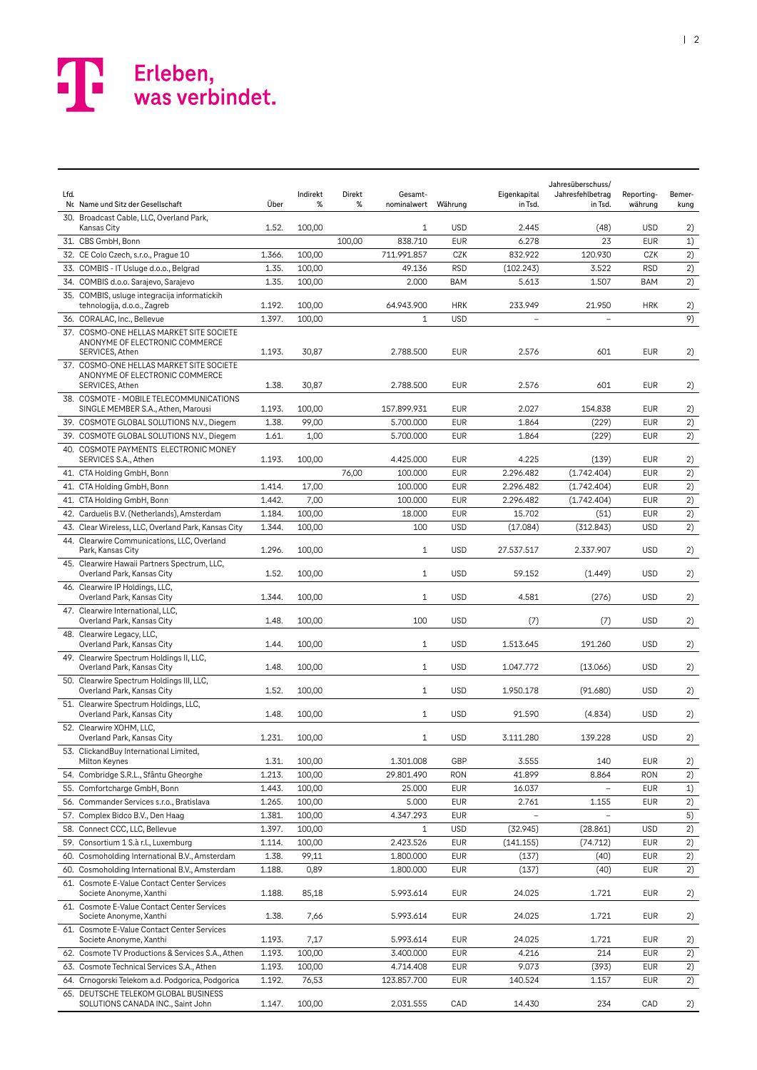| Lfd. Nr. | Name und Sitz der Gesellschaft | Über | Indirekt % | Direkt % | Gesamt-nominalwert | Währung | Eigenkapital in Tsd. | Jahresüberschuss/ Jahresfehlbetrag in Tsd. | Reporting-währung | Bemer-kung |
|---|---|---|---|---|---|---|---|---|---|---|
| 30. | Broadcast Cable, LLC, Overland Park, Kansas City | 1.52. | 100,00 | | 1 | USD | 2.445 | (48) | USD | 2) |
| 31. | CBS GmbH, Bonn | | | 100,00 | 838.710 | EUR | 6.278 | 23 | EUR | 1) |
| 32. | CE Colo Czech, s.r.o., Prague 10 | 1.366. | 100,00 | | 711.991.857 | CZK | 832.922 | 120.930 | CZK | 2) |
| 33. | COMBIS - IT Usluge d.o.o., Belgrad | 1.35. | 100,00 | | 49.136 | RSD | (102.243) | 3.522 | RSD | 2) |
| 34. | COMBIS d.o.o. Sarajevo, Sarajevo | 1.35. | 100,00 | | 2.000 | BAM | 5.613 | 1.507 | BAM | 2) |
| 35. | COMBIS, usluge integracija informatickih tehnologija, d.o.o., Zagreb | 1.192. | 100,00 | | 64.943.900 | HRK | 233.949 | 21.950 | HRK | 2) |
| 36. | CORALAC, Inc., Bellevue | 1.397. | 100,00 | | 1 | USD | – | – | | 9) |
| 37. | COSMO-ONE HELLAS MARKET SITE SOCIETE ANONYME OF ELECTRONIC COMMERCE SERVICES, Athen | 1.193. | 30,87 | | 2.788.500 | EUR | 2.576 | 601 | EUR | 2) |
| 37. | COSMO-ONE HELLAS MARKET SITE SOCIETE ANONYME OF ELECTRONIC COMMERCE SERVICES, Athen | 1.38. | 30,87 | | 2.788.500 | EUR | 2.576 | 601 | EUR | 2) |
| 38. | COSMOTE - MOBILE TELECOMMUNICATIONS SINGLE MEMBER S.A., Athen, Marousi | 1.193. | 100,00 | | 157.899.931 | EUR | 2.027 | 154.838 | EUR | 2) |
| 39. | COSMOTE GLOBAL SOLUTIONS N.V., Diegem | 1.38. | 99,00 | | 5.700.000 | EUR | 1.864 | (229) | EUR | 2) |
| 39. | COSMOTE GLOBAL SOLUTIONS N.V., Diegem | 1.61. | 1,00 | | 5.700.000 | EUR | 1.864 | (229) | EUR | 2) |
| 40. | COSMOTE PAYMENTS ELECTRONIC MONEY SERVICES S.A., Athen | 1.193. | 100,00 | | 4.425.000 | EUR | 4.225 | (139) | EUR | 2) |
| 41. | CTA Holding GmbH, Bonn | | | 76,00 | 100.000 | EUR | 2.296.482 | (1.742.404) | EUR | 2) |
| 41. | CTA Holding GmbH, Bonn | 1.414. | 17,00 | | 100.000 | EUR | 2.296.482 | (1.742.404) | EUR | 2) |
| 41. | CTA Holding GmbH, Bonn | 1.442. | 7,00 | | 100.000 | EUR | 2.296.482 | (1.742.404) | EUR | 2) |
| 42. | Carduelis B.V. (Netherlands), Amsterdam | 1.184. | 100,00 | | 18.000 | EUR | 15.702 | (51) | EUR | 2) |
| 43. | Clear Wireless, LLC, Overland Park, Kansas City | 1.344. | 100,00 | | 100 | USD | (17.084) | (312.843) | USD | 2) |
| 44. | Clearwire Communications, LLC, Overland Park, Kansas City | 1.296. | 100,00 | | 1 | USD | 27.537.517 | 2.337.907 | USD | 2) |
| 45. | Clearwire Hawaii Partners Spectrum, LLC, Overland Park, Kansas City | 1.52. | 100,00 | | 1 | USD | 59.152 | (1.449) | USD | 2) |
| 46. | Clearwire IP Holdings, LLC, Overland Park, Kansas City | 1.344. | 100,00 | | 1 | USD | 4.581 | (276) | USD | 2) |
| 47. | Clearwire International, LLC, Overland Park, Kansas City | 1.48. | 100,00 | | 100 | USD | (7) | (7) | USD | 2) |
| 48. | Clearwire Legacy, LLC, Overland Park, Kansas City | 1.44. | 100,00 | | 1 | USD | 1.513.645 | 191.260 | USD | 2) |
| 49. | Clearwire Spectrum Holdings II, LLC, Overland Park, Kansas City | 1.48. | 100,00 | | 1 | USD | 1.047.772 | (13.066) | USD | 2) |
| 50. | Clearwire Spectrum Holdings III, LLC, Overland Park, Kansas City | 1.52. | 100,00 | | 1 | USD | 1.950.178 | (91.680) | USD | 2) |
| 51. | Clearwire Spectrum Holdings, LLC, Overland Park, Kansas City | 1.48. | 100,00 | | 1 | USD | 91.590 | (4.834) | USD | 2) |
| 52. | Clearwire XOHM, LLC, Overland Park, Kansas City | 1.231. | 100,00 | | 1 | USD | 3.111.280 | 139.228 | USD | 2) |
| 53. | ClickandBuy International Limited, Milton Keynes | 1.31. | 100,00 | | 1.301.008 | GBP | 3.555 | 140 | EUR | 2) |
| 54. | Combridge S.R.L., Sfântu Gheorghe | 1.213. | 100,00 | | 29.801.490 | RON | 41.899 | 8.864 | RON | 2) |
| 55. | Comfortcharge GmbH, Bonn | 1.443. | 100,00 | | 25.000 | EUR | 16.037 | – | EUR | 1) |
| 56. | Commander Services s.r.o., Bratislava | 1.265. | 100,00 | | 5.000 | EUR | 2.761 | 1.155 | EUR | 2) |
| 57. | Complex Bidco B.V., Den Haag | 1.381. | 100,00 | | 4.347.293 | EUR | – | – | | 5) |
| 58. | Connect CCC, LLC, Bellevue | 1.397. | 100,00 | | 1 | USD | (32.945) | (28.861) | USD | 2) |
| 59. | Consortium 1 S.à r.l., Luxemburg | 1.114. | 100,00 | | 2.423.526 | EUR | (141.155) | (74.712) | EUR | 2) |
| 60. | Cosmoholding International B.V., Amsterdam | 1.38. | 99,11 | | 1.800.000 | EUR | (137) | (40) | EUR | 2) |
| 60. | Cosmoholding International B.V., Amsterdam | 1.188. | 0,89 | | 1.800.000 | EUR | (137) | (40) | EUR | 2) |
| 61. | Cosmote E-Value Contact Center Services Societe Anonyme, Xanthi | 1.188. | 85,18 | | 5.993.614 | EUR | 24.025 | 1.721 | EUR | 2) |
| 61. | Cosmote E-Value Contact Center Services Societe Anonyme, Xanthi | 1.38. | 7,66 | | 5.993.614 | EUR | 24.025 | 1.721 | EUR | 2) |
| 61. | Cosmote E-Value Contact Center Services Societe Anonyme, Xanthi | 1.193. | 7,17 | | 5.993.614 | EUR | 24.025 | 1.721 | EUR | 2) |
| 62. | Cosmote TV Productions & Services S.A., Athen | 1.193. | 100,00 | | 3.400.000 | EUR | 4.216 | 214 | EUR | 2) |
| 63. | Cosmote Technical Services S.A., Athen | 1.193. | 100,00 | | 4.714.408 | EUR | 9.073 | (393) | EUR | 2) |
| 64. | Crnogorski Telekom a.d. Podgorica, Podgorica | 1.192. | 76,53 | | 123.857.700 | EUR | 140.524 | 1.157 | EUR | 2) |
| 65. | DEUTSCHE TELEKOM GLOBAL BUSINESS SOLUTIONS CANADA INC., Saint John | 1.147. | 100,00 | | 2.031.555 | CAD | 14.430 | 234 | CAD | 2) |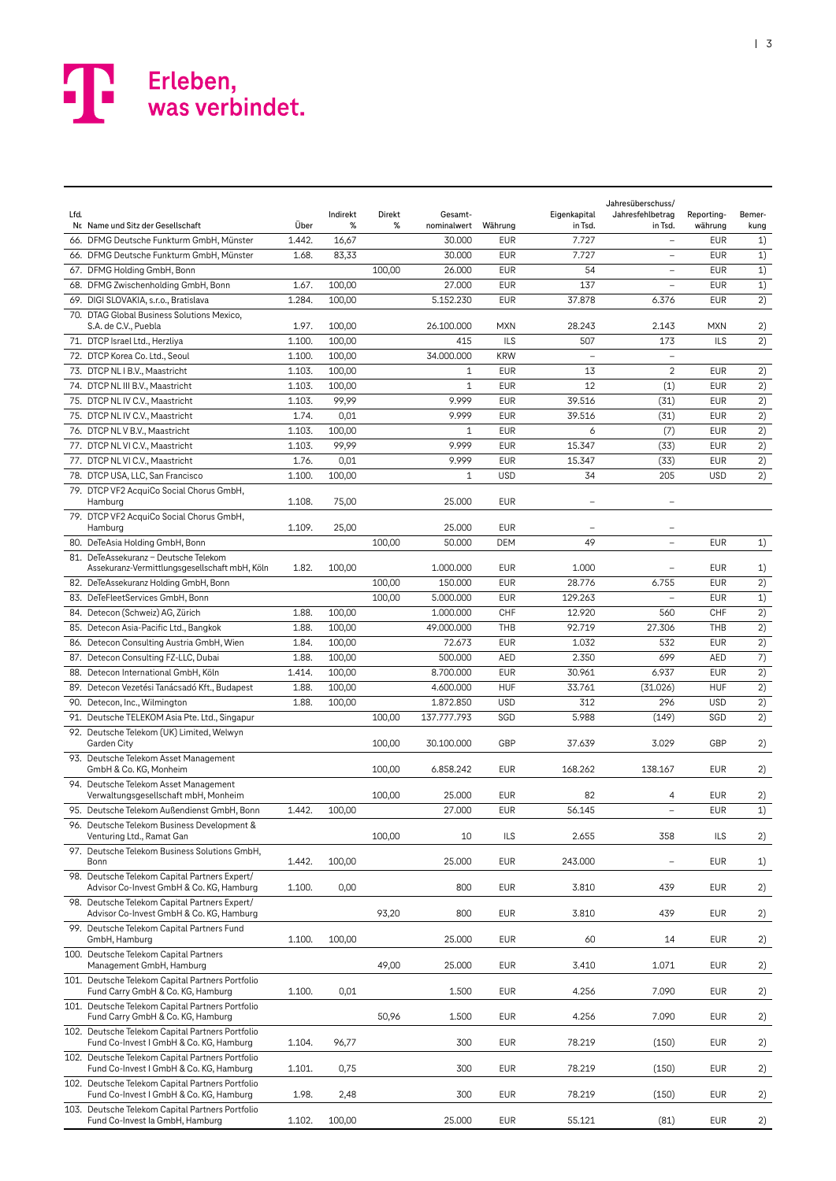| Lfd. Nr. | Name und Sitz der Gesellschaft | Über | Indirekt % | Direkt % | Gesamt-nominalwert | Währung | Eigenkapital in Tsd. | Jahresüberschuss/ Jahresfehlbetrag in Tsd. | Reporting-währung | Bemer-kung |
|---|---|---|---|---|---|---|---|---|---|---|
| 66. | DFMG Deutsche Funkturm GmbH, Münster | 1.442. | 16,67 | | 30.000 | EUR | 7.727 | – | EUR | 1) |
| 66. | DFMG Deutsche Funkturm GmbH, Münster | 1.68. | 83,33 | | 30.000 | EUR | 7.727 | – | EUR | 1) |
| 67. | DFMG Holding GmbH, Bonn | | | 100,00 | 26.000 | EUR | 54 | – | EUR | 1) |
| 68. | DFMG Zwischenholding GmbH, Bonn | 1.67. | 100,00 | | 27.000 | EUR | 137 | – | EUR | 1) |
| 69. | DIGI SLOVAKIA, s.r.o., Bratislava | 1.284. | 100,00 | | 5.152.230 | EUR | 37.878 | 6.376 | EUR | 2) |
| 70. | DTAG Global Business Solutions Mexico, S.A. de C.V., Puebla | 1.97. | 100,00 | | 26.100.000 | MXN | 28.243 | 2.143 | MXN | 2) |
| 71. | DTCP Israel Ltd., Herzliya | 1.100. | 100,00 | | 415 | ILS | 507 | 173 | ILS | 2) |
| 72. | DTCP Korea Co. Ltd., Seoul | 1.100. | 100,00 | | 34.000.000 | KRW | – | – | | |
| 73. | DTCP NL I B.V., Maastricht | 1.103. | 100,00 | | 1 | EUR | 13 | 2 | EUR | 2) |
| 74. | DTCP NL III B.V., Maastricht | 1.103. | 100,00 | | 1 | EUR | 12 | (1) | EUR | 2) |
| 75. | DTCP NL IV C.V., Maastricht | 1.103. | 99,99 | | 9.999 | EUR | 39.516 | (31) | EUR | 2) |
| 75. | DTCP NL IV C.V., Maastricht | 1.74. | 0,01 | | 9.999 | EUR | 39.516 | (31) | EUR | 2) |
| 76. | DTCP NL V B.V., Maastricht | 1.103. | 100,00 | | 1 | EUR | 6 | (7) | EUR | 2) |
| 77. | DTCP NL VI C.V., Maastricht | 1.103. | 99,99 | | 9.999 | EUR | 15.347 | (33) | EUR | 2) |
| 77. | DTCP NL VI C.V., Maastricht | 1.76. | 0,01 | | 9.999 | EUR | 15.347 | (33) | EUR | 2) |
| 78. | DTCP USA, LLC, San Francisco | 1.100. | 100,00 | | 1 | USD | 34 | 205 | USD | 2) |
| 79. | DTCP VF2 AcquiCo Social Chorus GmbH, Hamburg | 1.108. | 75,00 | | 25.000 | EUR | – | – | | |
| 79. | DTCP VF2 AcquiCo Social Chorus GmbH, Hamburg | 1.109. | 25,00 | | 25.000 | EUR | – | – | | |
| 80. | DeTeAsia Holding GmbH, Bonn | | | 100,00 | 50.000 | DEM | 49 | – | EUR | 1) |
| 81. | DeTeAssekuranz – Deutsche Telekom Assekuranz-Vermittlungsgesellschaft mbH, Köln | 1.82. | 100,00 | | 1.000.000 | EUR | 1.000 | – | EUR | 1) |
| 82. | DeTeAssekuranz Holding GmbH, Bonn | | | 100,00 | 150.000 | EUR | 28.776 | 6.755 | EUR | 2) |
| 83. | DeTeFleetServices GmbH, Bonn | | | 100,00 | 5.000.000 | EUR | 129.263 | – | EUR | 1) |
| 84. | Detecon (Schweiz) AG, Zürich | 1.88. | 100,00 | | 1.000.000 | CHF | 12.920 | 560 | CHF | 2) |
| 85. | Detecon Asia-Pacific Ltd., Bangkok | 1.88. | 100,00 | | 49.000.000 | THB | 92.719 | 27.306 | THB | 2) |
| 86. | Detecon Consulting Austria GmbH, Wien | 1.84. | 100,00 | | 72.673 | EUR | 1.032 | 532 | EUR | 2) |
| 87. | Detecon Consulting FZ-LLC, Dubai | 1.88. | 100,00 | | 500.000 | AED | 2.350 | 699 | AED | 7) |
| 88. | Detecon International GmbH, Köln | 1.414. | 100,00 | | 8.700.000 | EUR | 30.961 | 6.937 | EUR | 2) |
| 89. | Detecon Vezetési Tanácsadó Kft., Budapest | 1.88. | 100,00 | | 4.600.000 | HUF | 33.761 | (31.026) | HUF | 2) |
| 90. | Detecon, Inc., Wilmington | 1.88. | 100,00 | | 1.872.850 | USD | 312 | 296 | USD | 2) |
| 91. | Deutsche TELEKOM Asia Pte. Ltd., Singapur | | | 100,00 | 137.777.793 | SGD | 5.988 | (149) | SGD | 2) |
| 92. | Deutsche Telekom (UK) Limited, Welwyn Garden City | | | 100,00 | 30.100.000 | GBP | 37.639 | 3.029 | GBP | 2) |
| 93. | Deutsche Telekom Asset Management GmbH & Co. KG, Monheim | | | 100,00 | 6.858.242 | EUR | 168.262 | 138.167 | EUR | 2) |
| 94. | Deutsche Telekom Asset Management Verwaltungsgesellschaft mbH, Monheim | | | 100,00 | 25.000 | EUR | 82 | 4 | EUR | 2) |
| 95. | Deutsche Telekom Außendienst GmbH, Bonn | 1.442. | 100,00 | | 27.000 | EUR | 56.145 | – | EUR | 1) |
| 96. | Deutsche Telekom Business Development & Venturing Ltd., Ramat Gan | | | 100,00 | 10 | ILS | 2.655 | 358 | ILS | 2) |
| 97. | Deutsche Telekom Business Solutions GmbH, Bonn | 1.442. | 100,00 | | 25.000 | EUR | 243.000 | – | EUR | 1) |
| 98. | Deutsche Telekom Capital Partners Expert/ Advisor Co-Invest GmbH & Co. KG, Hamburg | 1.100. | 0,00 | | 800 | EUR | 3.810 | 439 | EUR | 2) |
| 98. | Deutsche Telekom Capital Partners Expert/ Advisor Co-Invest GmbH & Co. KG, Hamburg | | | 93,20 | 800 | EUR | 3.810 | 439 | EUR | 2) |
| 99. | Deutsche Telekom Capital Partners Fund GmbH, Hamburg | 1.100. | 100,00 | | 25.000 | EUR | 60 | 14 | EUR | 2) |
| 100. | Deutsche Telekom Capital Partners Management GmbH, Hamburg | | | 49,00 | 25.000 | EUR | 3.410 | 1.071 | EUR | 2) |
| 101. | Deutsche Telekom Capital Partners Portfolio Fund Carry GmbH & Co. KG, Hamburg | 1.100. | 0,01 | | 1.500 | EUR | 4.256 | 7.090 | EUR | 2) |
| 101. | Deutsche Telekom Capital Partners Portfolio Fund Carry GmbH & Co. KG, Hamburg | | | 50,96 | 1.500 | EUR | 4.256 | 7.090 | EUR | 2) |
| 102. | Deutsche Telekom Capital Partners Portfolio Fund Co-Invest I GmbH & Co. KG, Hamburg | 1.104. | 96,77 | | 300 | EUR | 78.219 | (150) | EUR | 2) |
| 102. | Deutsche Telekom Capital Partners Portfolio Fund Co-Invest I GmbH & Co. KG, Hamburg | 1.101. | 0,75 | | 300 | EUR | 78.219 | (150) | EUR | 2) |
| 102. | Deutsche Telekom Capital Partners Portfolio Fund Co-Invest I GmbH & Co. KG, Hamburg | 1.98. | 2,48 | | 300 | EUR | 78.219 | (150) | EUR | 2) |
| 103. | Deutsche Telekom Capital Partners Portfolio Fund Co-Invest Ia GmbH, Hamburg | 1.102. | 100,00 | | 25.000 | EUR | 55.121 | (81) | EUR | 2) |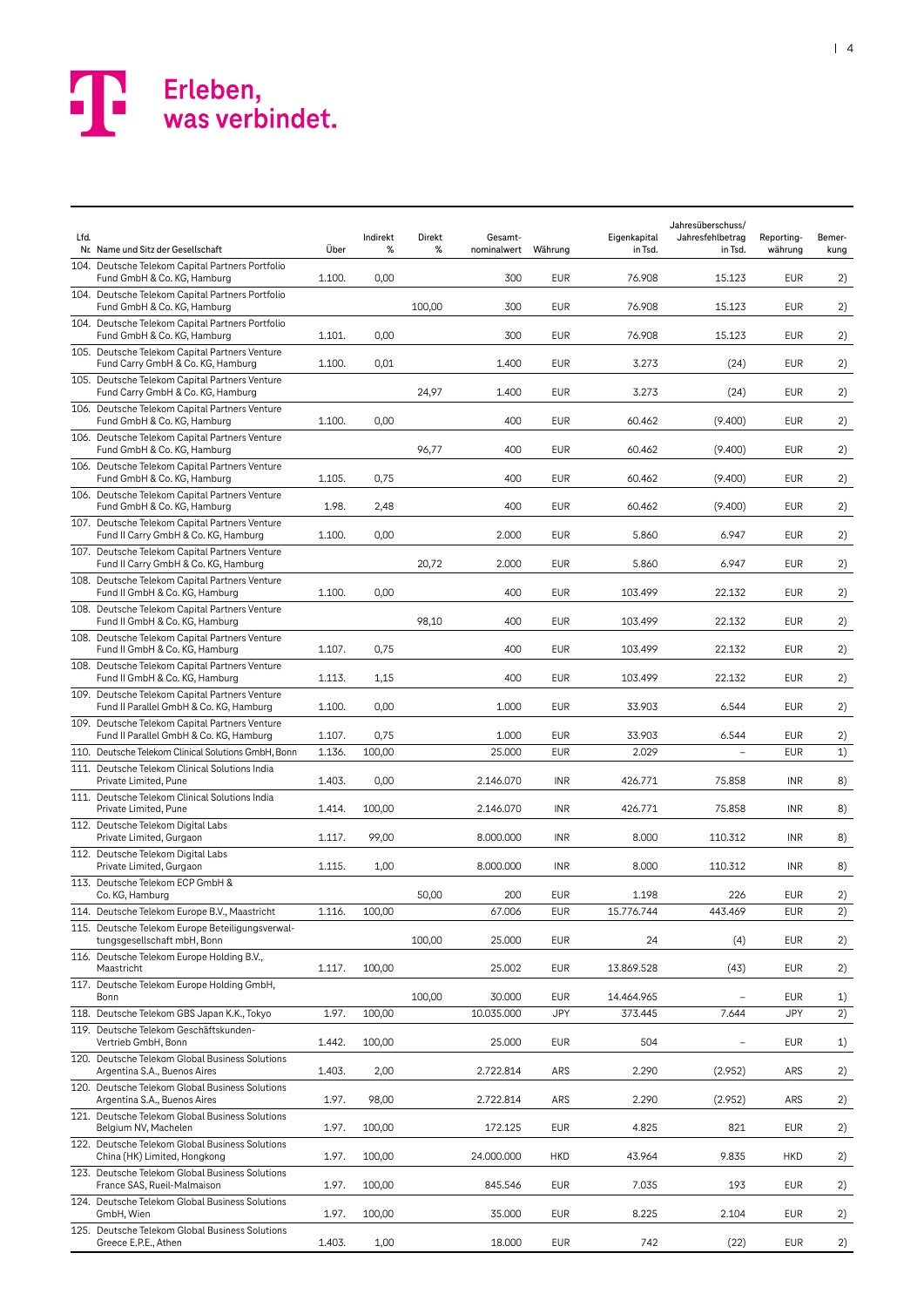Erleben, was verbindet.

| Lfd. Nr. | Name und Sitz der Gesellschaft | Über | Indirekt % | Direkt % | Gesamt-nominalwert | Währung | Eigenkapital in Tsd. | Jahresüberschuss/ Jahresfehlbetrag in Tsd. | Reporting-währung | Bemer-kung |
|---|---|---|---|---|---|---|---|---|---|---|
| 104. | Deutsche Telekom Capital Partners Portfolio Fund GmbH & Co. KG, Hamburg | 1.100. | 0,00 | | 300 | EUR | 76.908 | 15.123 | EUR | 2) |
| 104. | Deutsche Telekom Capital Partners Portfolio Fund GmbH & Co. KG, Hamburg | | | 100,00 | 300 | EUR | 76.908 | 15.123 | EUR | 2) |
| 104. | Deutsche Telekom Capital Partners Portfolio Fund GmbH & Co. KG, Hamburg | 1.101. | 0,00 | | 300 | EUR | 76.908 | 15.123 | EUR | 2) |
| 105. | Deutsche Telekom Capital Partners Venture Fund Carry GmbH & Co. KG, Hamburg | 1.100. | 0,01 | | 1.400 | EUR | 3.273 | (24) | EUR | 2) |
| 105. | Deutsche Telekom Capital Partners Venture Fund Carry GmbH & Co. KG, Hamburg | | | 24,97 | 1.400 | EUR | 3.273 | (24) | EUR | 2) |
| 106. | Deutsche Telekom Capital Partners Venture Fund GmbH & Co. KG, Hamburg | 1.100. | 0,00 | | 400 | EUR | 60.462 | (9.400) | EUR | 2) |
| 106. | Deutsche Telekom Capital Partners Venture Fund GmbH & Co. KG, Hamburg | | | 96,77 | 400 | EUR | 60.462 | (9.400) | EUR | 2) |
| 106. | Deutsche Telekom Capital Partners Venture Fund GmbH & Co. KG, Hamburg | 1.105. | 0,75 | | 400 | EUR | 60.462 | (9.400) | EUR | 2) |
| 106. | Deutsche Telekom Capital Partners Venture Fund GmbH & Co. KG, Hamburg | 1.98. | 2,48 | | 400 | EUR | 60.462 | (9.400) | EUR | 2) |
| 107. | Deutsche Telekom Capital Partners Venture Fund II Carry GmbH & Co. KG, Hamburg | 1.100. | 0,00 | | 2.000 | EUR | 5.860 | 6.947 | EUR | 2) |
| 107. | Deutsche Telekom Capital Partners Venture Fund II Carry GmbH & Co. KG, Hamburg | | | 20,72 | 2.000 | EUR | 5.860 | 6.947 | EUR | 2) |
| 108. | Deutsche Telekom Capital Partners Venture Fund II GmbH & Co. KG, Hamburg | 1.100. | 0,00 | | 400 | EUR | 103.499 | 22.132 | EUR | 2) |
| 108. | Deutsche Telekom Capital Partners Venture Fund II GmbH & Co. KG, Hamburg | | | 98,10 | 400 | EUR | 103.499 | 22.132 | EUR | 2) |
| 108. | Deutsche Telekom Capital Partners Venture Fund II GmbH & Co. KG, Hamburg | 1.107. | 0,75 | | 400 | EUR | 103.499 | 22.132 | EUR | 2) |
| 108. | Deutsche Telekom Capital Partners Venture Fund II GmbH & Co. KG, Hamburg | 1.113. | 1,15 | | 400 | EUR | 103.499 | 22.132 | EUR | 2) |
| 109. | Deutsche Telekom Capital Partners Venture Fund II Parallel GmbH & Co. KG, Hamburg | 1.100. | 0,00 | | 1.000 | EUR | 33.903 | 6.544 | EUR | 2) |
| 109. | Deutsche Telekom Capital Partners Venture Fund II Parallel GmbH & Co. KG, Hamburg | 1.107. | 0,75 | | 1.000 | EUR | 33.903 | 6.544 | EUR | 2) |
| 110. | Deutsche Telekom Clinical Solutions GmbH, Bonn | 1.136. | 100,00 | | 25.000 | EUR | 2.029 | – | EUR | 1) |
| 111. | Deutsche Telekom Clinical Solutions India Private Limited, Pune | 1.403. | 0,00 | | 2.146.070 | INR | 426.771 | 75.858 | INR | 8) |
| 111. | Deutsche Telekom Clinical Solutions India Private Limited, Pune | 1.414. | 100,00 | | 2.146.070 | INR | 426.771 | 75.858 | INR | 8) |
| 112. | Deutsche Telekom Digital Labs Private Limited, Gurgaon | 1.117. | 99,00 | | 8.000.000 | INR | 8.000 | 110.312 | INR | 8) |
| 112. | Deutsche Telekom Digital Labs Private Limited, Gurgaon | 1.115. | 1,00 | | 8.000.000 | INR | 8.000 | 110.312 | INR | 8) |
| 113. | Deutsche Telekom ECP GmbH & Co. KG, Hamburg | | | 50,00 | 200 | EUR | 1.198 | 226 | EUR | 2) |
| 114. | Deutsche Telekom Europe B.V., Maastricht | 1.116. | 100,00 | | 67.006 | EUR | 15.776.744 | 443.469 | EUR | 2) |
| 115. | Deutsche Telekom Europe Beteiligungsverwaltungsgesellschaft mbH, Bonn | | | 100,00 | 25.000 | EUR | 24 | (4) | EUR | 2) |
| 116. | Deutsche Telekom Europe Holding B.V., Maastricht | 1.117. | 100,00 | | 25.002 | EUR | 13.869.528 | (43) | EUR | 2) |
| 117. | Deutsche Telekom Europe Holding GmbH, Bonn | | | 100,00 | 30.000 | EUR | 14.464.965 | – | EUR | 1) |
| 118. | Deutsche Telekom GBS Japan K.K., Tokyo | 1.97. | 100,00 | | 10.035.000 | JPY | 373.445 | 7.644 | JPY | 2) |
| 119. | Deutsche Telekom Geschäftskunden-Vertrieb GmbH, Bonn | 1.442. | 100,00 | | 25.000 | EUR | 504 | – | EUR | 1) |
| 120. | Deutsche Telekom Global Business Solutions Argentina S.A., Buenos Aires | 1.403. | 2,00 | | 2.722.814 | ARS | 2.290 | (2.952) | ARS | 2) |
| 120. | Deutsche Telekom Global Business Solutions Argentina S.A., Buenos Aires | 1.97. | 98,00 | | 2.722.814 | ARS | 2.290 | (2.952) | ARS | 2) |
| 121. | Deutsche Telekom Global Business Solutions Belgium NV, Machelen | 1.97. | 100,00 | | 172.125 | EUR | 4.825 | 821 | EUR | 2) |
| 122. | Deutsche Telekom Global Business Solutions China (HK) Limited, Hongkong | 1.97. | 100,00 | | 24.000.000 | HKD | 43.964 | 9.835 | HKD | 2) |
| 123. | Deutsche Telekom Global Business Solutions France SAS, Rueil-Malmaison | 1.97. | 100,00 | | 845.546 | EUR | 7.035 | 193 | EUR | 2) |
| 124. | Deutsche Telekom Global Business Solutions GmbH, Wien | 1.97. | 100,00 | | 35.000 | EUR | 8.225 | 2.104 | EUR | 2) |
| 125. | Deutsche Telekom Global Business Solutions Greece E.P.E., Athen | 1.403. | 1,00 | | 18.000 | EUR | 742 | (22) | EUR | 2) |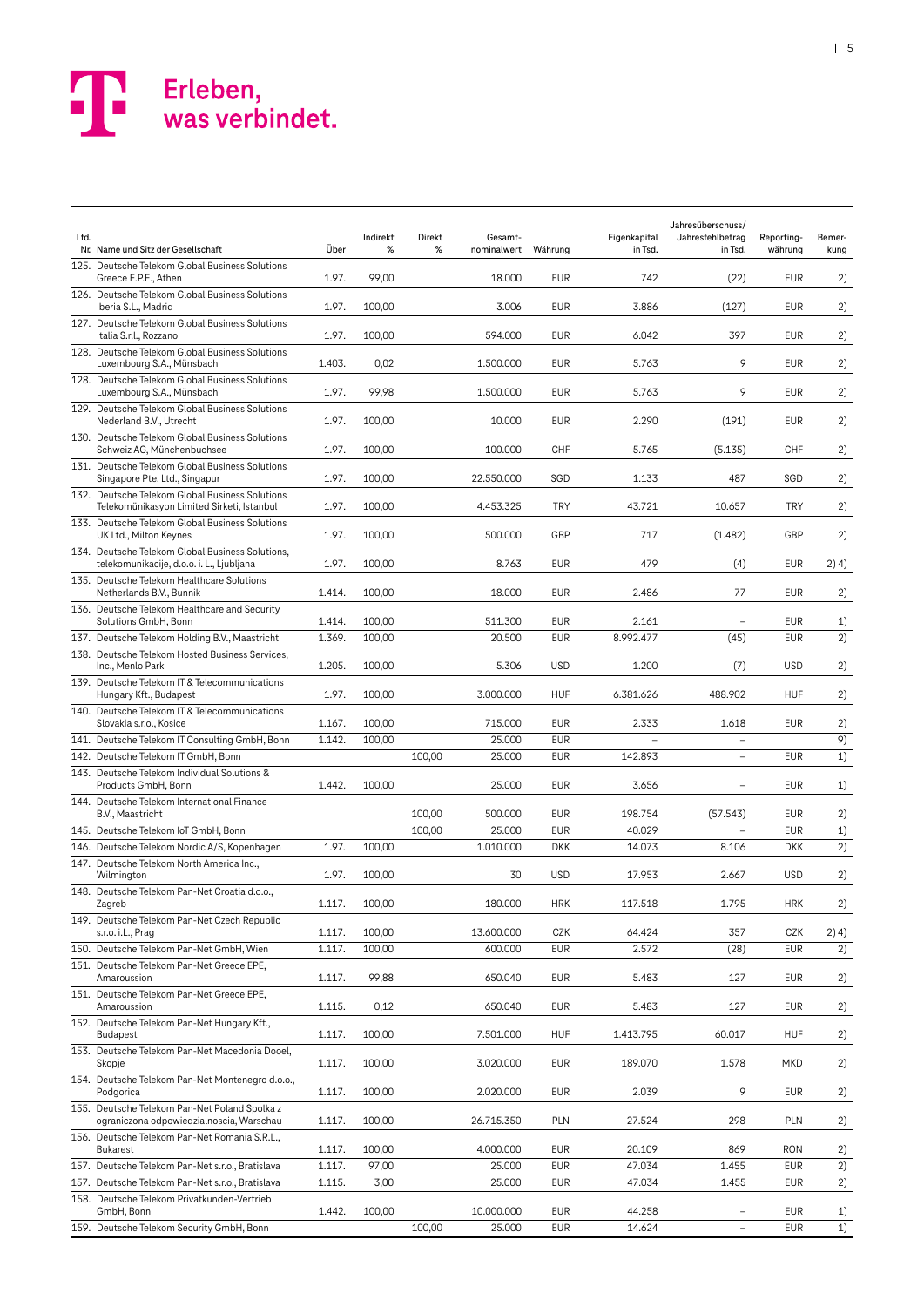| Lfd. Nr. | Name und Sitz der Gesellschaft | Über | Indirekt % | Direkt % | Gesamt-nominalwert | Währung | Eigenkapital in Tsd. | Jahresüberschuss/ Jahresfehlbetrag in Tsd. | Reporting-währung | Bemer-kung |
|---|---|---|---|---|---|---|---|---|---|---|
| 125. | Deutsche Telekom Global Business Solutions Greece E.P.E., Athen | 1.97. | 99,00 | | 18.000 | EUR | 742 | (22) | EUR | 2) |
| 126. | Deutsche Telekom Global Business Solutions Iberia S.L., Madrid | 1.97. | 100,00 | | 3.006 | EUR | 3.886 | (127) | EUR | 2) |
| 127. | Deutsche Telekom Global Business Solutions Italia S.r.l., Rozzano | 1.97. | 100,00 | | 594.000 | EUR | 6.042 | 397 | EUR | 2) |
| 128. | Deutsche Telekom Global Business Solutions Luxembourg S.A., Münsbach | 1.403. | 0,02 | | 1.500.000 | EUR | 5.763 | 9 | EUR | 2) |
| 128. | Deutsche Telekom Global Business Solutions Luxembourg S.A., Münsbach | 1.97. | 99,98 | | 1.500.000 | EUR | 5.763 | 9 | EUR | 2) |
| 129. | Deutsche Telekom Global Business Solutions Nederland B.V., Utrecht | 1.97. | 100,00 | | 10.000 | EUR | 2.290 | (191) | EUR | 2) |
| 130. | Deutsche Telekom Global Business Solutions Schweiz AG, Münchenbuchsee | 1.97. | 100,00 | | 100.000 | CHF | 5.765 | (5.135) | CHF | 2) |
| 131. | Deutsche Telekom Global Business Solutions Singapore Pte. Ltd., Singapur | 1.97. | 100,00 | | 22.550.000 | SGD | 1.133 | 487 | SGD | 2) |
| 132. | Deutsche Telekom Global Business Solutions Telekomünikasyon Limited Sirketi, Istanbul | 1.97. | 100,00 | | 4.453.325 | TRY | 43.721 | 10.657 | TRY | 2) |
| 133. | Deutsche Telekom Global Business Solutions UK Ltd., Milton Keynes | 1.97. | 100,00 | | 500.000 | GBP | 717 | (1.482) | GBP | 2) |
| 134. | Deutsche Telekom Global Business Solutions, telekomunikacije, d.o.o. i. L., Ljubljana | 1.97. | 100,00 | | 8.763 | EUR | 479 | (4) | EUR | 2) 4) |
| 135. | Deutsche Telekom Healthcare Solutions Netherlands B.V., Bunnik | 1.414. | 100,00 | | 18.000 | EUR | 2.486 | 77 | EUR | 2) |
| 136. | Deutsche Telekom Healthcare and Security Solutions GmbH, Bonn | 1.414. | 100,00 | | 511.300 | EUR | 2.161 | – | EUR | 1) |
| 137. | Deutsche Telekom Holding B.V., Maastricht | 1.369. | 100,00 | | 20.500 | EUR | 8.992.477 | (45) | EUR | 2) |
| 138. | Deutsche Telekom Hosted Business Services, Inc., Menlo Park | 1.205. | 100,00 | | 5.306 | USD | 1.200 | (7) | USD | 2) |
| 139. | Deutsche Telekom IT & Telecommunications Hungary Kft., Budapest | 1.97. | 100,00 | | 3.000.000 | HUF | 6.381.626 | 488.902 | HUF | 2) |
| 140. | Deutsche Telekom IT & Telecommunications Slovakia s.r.o., Kosice | 1.167. | 100,00 | | 715.000 | EUR | 2.333 | 1.618 | EUR | 2) |
| 141. | Deutsche Telekom IT Consulting GmbH, Bonn | 1.142. | 100,00 | | 25.000 | EUR | – | – | | 9) |
| 142. | Deutsche Telekom IT GmbH, Bonn | | | 100,00 | 25.000 | EUR | 142.893 | – | EUR | 1) |
| 143. | Deutsche Telekom Individual Solutions & Products GmbH, Bonn | 1.442. | 100,00 | | 25.000 | EUR | 3.656 | – | EUR | 1) |
| 144. | Deutsche Telekom International Finance B.V., Maastricht | | | 100,00 | 500.000 | EUR | 198.754 | (57.543) | EUR | 2) |
| 145. | Deutsche Telekom IoT GmbH, Bonn | | | 100,00 | 25.000 | EUR | 40.029 | – | EUR | 1) |
| 146. | Deutsche Telekom Nordic A/S, Kopenhagen | 1.97. | 100,00 | | 1.010.000 | DKK | 14.073 | 8.106 | DKK | 2) |
| 147. | Deutsche Telekom North America Inc., Wilmington | 1.97. | 100,00 | | 30 | USD | 17.953 | 2.667 | USD | 2) |
| 148. | Deutsche Telekom Pan-Net Croatia d.o.o., Zagreb | 1.117. | 100,00 | | 180.000 | HRK | 117.518 | 1.795 | HRK | 2) |
| 149. | Deutsche Telekom Pan-Net Czech Republic s.r.o. i.L., Prag | 1.117. | 100,00 | | 13.600.000 | CZK | 64.424 | 357 | CZK | 2) 4) |
| 150. | Deutsche Telekom Pan-Net GmbH, Wien | 1.117. | 100,00 | | 600.000 | EUR | 2.572 | (28) | EUR | 2) |
| 151. | Deutsche Telekom Pan-Net Greece EPE, Amaroussion | 1.117. | 99,88 | | 650.040 | EUR | 5.483 | 127 | EUR | 2) |
| 151. | Deutsche Telekom Pan-Net Greece EPE, Amaroussion | 1.115. | 0,12 | | 650.040 | EUR | 5.483 | 127 | EUR | 2) |
| 152. | Deutsche Telekom Pan-Net Hungary Kft., Budapest | 1.117. | 100,00 | | 7.501.000 | HUF | 1.413.795 | 60.017 | HUF | 2) |
| 153. | Deutsche Telekom Pan-Net Macedonia Dooel, Skopje | 1.117. | 100,00 | | 3.020.000 | EUR | 189.070 | 1.578 | MKD | 2) |
| 154. | Deutsche Telekom Pan-Net Montenegro d.o.o., Podgorica | 1.117. | 100,00 | | 2.020.000 | EUR | 2.039 | 9 | EUR | 2) |
| 155. | Deutsche Telekom Pan-Net Poland Spolka z ograniczona odpowiedzialnoscia, Warschau | 1.117. | 100,00 | | 26.715.350 | PLN | 27.524 | 298 | PLN | 2) |
| 156. | Deutsche Telekom Pan-Net Romania S.R.L., Bukarest | 1.117. | 100,00 | | 4.000.000 | EUR | 20.109 | 869 | RON | 2) |
| 157. | Deutsche Telekom Pan-Net s.r.o., Bratislava | 1.117. | 97,00 | | 25.000 | EUR | 47.034 | 1.455 | EUR | 2) |
| 157. | Deutsche Telekom Pan-Net s.r.o., Bratislava | 1.115. | 3,00 | | 25.000 | EUR | 47.034 | 1.455 | EUR | 2) |
| 158. | Deutsche Telekom Privatkunden-Vertrieb GmbH, Bonn | 1.442. | 100,00 | | 10.000.000 | EUR | 44.258 | – | EUR | 1) |
| 159. | Deutsche Telekom Security GmbH, Bonn | | | 100,00 | 25.000 | EUR | 14.624 | – | EUR | 1) |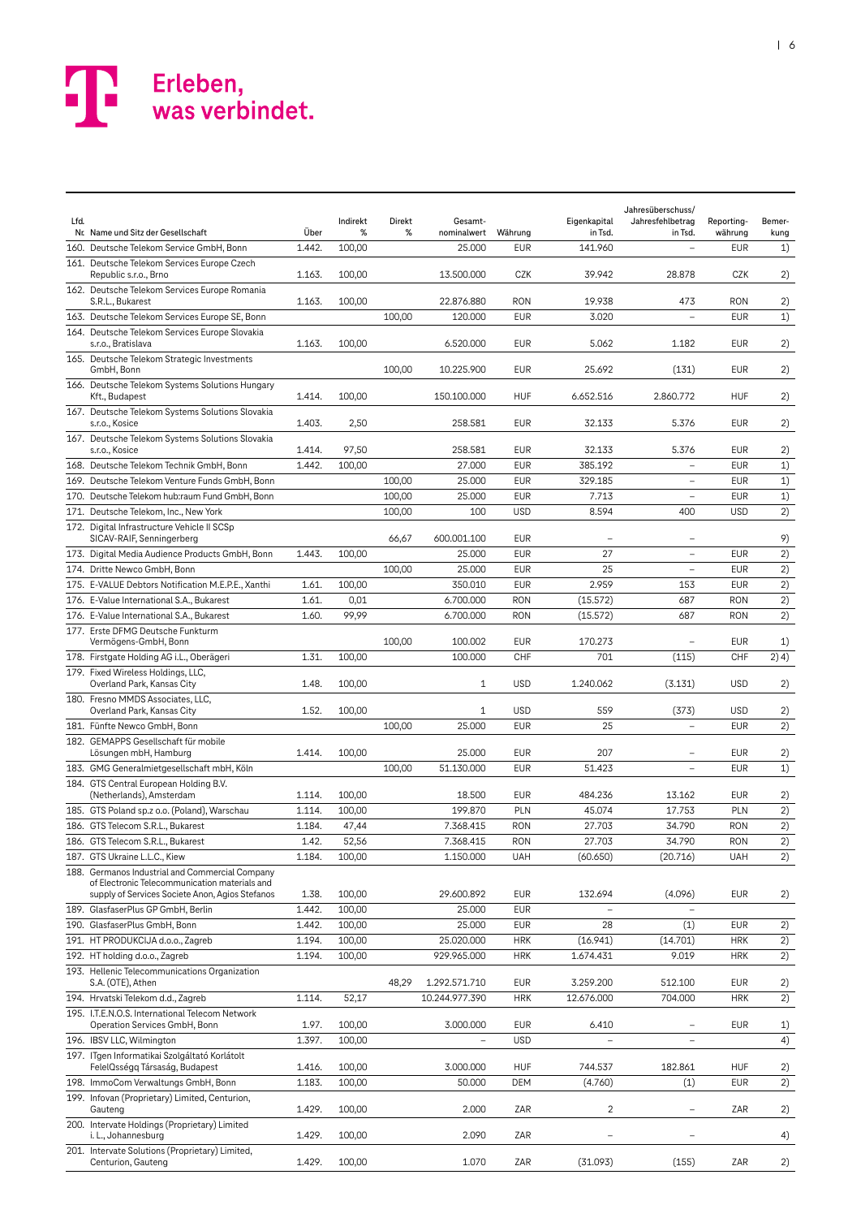| Lfd. Nr. | Name und Sitz der Gesellschaft | Über | Indirekt % | Direkt % | Gesamt-nominalwert | Währung | Eigenkapital in Tsd. | Jahresüberschuss/ Jahresfehlbetrag in Tsd. | Reporting-währung | Bemer-kung |
|---|---|---|---|---|---|---|---|---|---|---|
| 160. | Deutsche Telekom Service GmbH, Bonn | 1.442. | 100,00 | | 25.000 | EUR | 141.960 | – | EUR | 1) |
| 161. | Deutsche Telekom Services Europe Czech Republic s.r.o., Brno | 1.163. | 100,00 | | 13.500.000 | CZK | 39.942 | 28.878 | CZK | 2) |
| 162. | Deutsche Telekom Services Europe Romania S.R.L., Bukarest | 1.163. | 100,00 | | 22.876.880 | RON | 19.938 | 473 | RON | 2) |
| 163. | Deutsche Telekom Services Europe SE, Bonn | | | 100,00 | 120.000 | EUR | 3.020 | – | EUR | 1) |
| 164. | Deutsche Telekom Services Europe Slovakia s.r.o., Bratislava | 1.163. | 100,00 | | 6.520.000 | EUR | 5.062 | 1.182 | EUR | 2) |
| 165. | Deutsche Telekom Strategic Investments GmbH, Bonn | | | 100,00 | 10.225.900 | EUR | 25.692 | (131) | EUR | 2) |
| 166. | Deutsche Telekom Systems Solutions Hungary Kft., Budapest | 1.414. | 100,00 | | 150.100.000 | HUF | 6.652.516 | 2.860.772 | HUF | 2) |
| 167. | Deutsche Telekom Systems Solutions Slovakia s.r.o., Kosice | 1.403. | 2,50 | | 258.581 | EUR | 32.133 | 5.376 | EUR | 2) |
| 167. | Deutsche Telekom Systems Solutions Slovakia s.r.o., Kosice | 1.414. | 97,50 | | 258.581 | EUR | 32.133 | 5.376 | EUR | 2) |
| 168. | Deutsche Telekom Technik GmbH, Bonn | 1.442. | 100,00 | | 27.000 | EUR | 385.192 | – | EUR | 1) |
| 169. | Deutsche Telekom Venture Funds GmbH, Bonn | | | 100,00 | 25.000 | EUR | 329.185 | – | EUR | 1) |
| 170. | Deutsche Telekom hub:raum Fund GmbH, Bonn | | | 100,00 | 25.000 | EUR | 7.713 | – | EUR | 1) |
| 171. | Deutsche Telekom, Inc., New York | | | 100,00 | 100 | USD | 8.594 | 400 | USD | 2) |
| 172. | Digital Infrastructure Vehicle II SCSp SICAV-RAIF, Senningerberg | | | 66,67 | 600.001.100 | EUR | – | – | | 9) |
| 173. | Digital Media Audience Products GmbH, Bonn | 1.443. | 100,00 | | 25.000 | EUR | 27 | – | EUR | 2) |
| 174. | Dritte Newco GmbH, Bonn | | | 100,00 | 25.000 | EUR | 25 | – | EUR | 2) |
| 175. | E-VALUE Debtors Notification M.E.P.E., Xanthi | 1.61. | 100,00 | | 350.010 | EUR | 2.959 | 153 | EUR | 2) |
| 176. | E-Value International S.A., Bukarest | 1.61. | 0,01 | | 6.700.000 | RON | (15.572) | 687 | RON | 2) |
| 176. | E-Value International S.A., Bukarest | 1.60. | 99,99 | | 6.700.000 | RON | (15.572) | 687 | RON | 2) |
| 177. | Erste DFMG Deutsche Funkturm Vermögens-GmbH, Bonn | | | 100,00 | 100.002 | EUR | 170.273 | – | EUR | 1) |
| 178. | Firstgate Holding AG i.L., Oberägeri | 1.31. | 100,00 | | 100.000 | CHF | 701 | (115) | CHF | 2) 4) |
| 179. | Fixed Wireless Holdings, LLC, Overland Park, Kansas City | 1.48. | 100,00 | | 1 | USD | 1.240.062 | (3.131) | USD | 2) |
| 180. | Fresno MMDS Associates, LLC, Overland Park, Kansas City | 1.52. | 100,00 | | 1 | USD | 559 | (373) | USD | 2) |
| 181. | Fünfte Newco GmbH, Bonn | | | 100,00 | 25.000 | EUR | 25 | – | EUR | 2) |
| 182. | GEMAPPS Gesellschaft für mobile Lösungen mbH, Hamburg | 1.414. | 100,00 | | 25.000 | EUR | 207 | – | EUR | 2) |
| 183. | GMG Generalmietgesellschaft mbH, Köln | | | 100,00 | 51.130.000 | EUR | 51.423 | – | EUR | 1) |
| 184. | GTS Central European Holding B.V. (Netherlands), Amsterdam | 1.114. | 100,00 | | 18.500 | EUR | 484.236 | 13.162 | EUR | 2) |
| 185. | GTS Poland sp.z o.o. (Poland), Warschau | 1.114. | 100,00 | | 199.870 | PLN | 45.074 | 17.753 | PLN | 2) |
| 186. | GTS Telecom S.R.L., Bukarest | 1.184. | 47,44 | | 7.368.415 | RON | 27.703 | 34.790 | RON | 2) |
| 186. | GTS Telecom S.R.L., Bukarest | 1.42. | 52,56 | | 7.368.415 | RON | 27.703 | 34.790 | RON | 2) |
| 187. | GTS Ukraine L.L.C., Kiew | 1.184. | 100,00 | | 1.150.000 | UAH | (60.650) | (20.716) | UAH | 2) |
| 188. | Germanos Industrial and Commercial Company of Electronic Telecommunication materials and supply of Services Societe Anon, Agios Stefanos | 1.38. | 100,00 | | 29.600.892 | EUR | 132.694 | (4.096) | EUR | 2) |
| 189. | GlasfaserPlus GP GmbH, Berlin | 1.442. | 100,00 | | 25.000 | EUR | – | – | | |
| 190. | GlasfaserPlus GmbH, Bonn | 1.442. | 100,00 | | 25.000 | EUR | 28 | (1) | EUR | 2) |
| 191. | HT PRODUKCIJA d.o.o., Zagreb | 1.194. | 100,00 | | 25.020.000 | HRK | (16.941) | (14.701) | HRK | 2) |
| 192. | HT holding d.o.o., Zagreb | 1.194. | 100,00 | | 929.965.000 | HRK | 1.674.431 | 9.019 | HRK | 2) |
| 193. | Hellenic Telecommunications Organization S.A. (OTE), Athen | | | 48,29 | 1.292.571.710 | EUR | 3.259.200 | 512.100 | EUR | 2) |
| 194. | Hrvatski Telekom d.d., Zagreb | 1.114. | 52,17 | | 10.244.977.390 | HRK | 12.676.000 | 704.000 | HRK | 2) |
| 195. | I.T.E.N.O.S. International Telecom Network Operation Services GmbH, Bonn | 1.97. | 100,00 | | 3.000.000 | EUR | 6.410 | – | EUR | 1) |
| 196. | IBSV LLC, Wilmington | 1.397. | 100,00 | | – | USD | – | – | | 4) |
| 197. | ITgen Informatikai Szolgáltató Korlátolt FelelQsségq Társaság, Budapest | 1.416. | 100,00 | | 3.000.000 | HUF | 744.537 | 182.861 | HUF | 2) |
| 198. | ImmoCom Verwaltungs GmbH, Bonn | 1.183. | 100,00 | | 50.000 | DEM | (4.760) | (1) | EUR | 2) |
| 199. | Infovan (Proprietary) Limited, Centurion, Gauteng | 1.429. | 100,00 | | 2.000 | ZAR | 2 | – | ZAR | 2) |
| 200. | Intervate Holdings (Proprietary) Limited i. L., Johannesburg | 1.429. | 100,00 | | 2.090 | ZAR | – | – | | 4) |
| 201. | Intervate Solutions (Proprietary) Limited, Centurion, Gauteng | 1.429. | 100,00 | | 1.070 | ZAR | (31.093) | (155) | ZAR | 2) |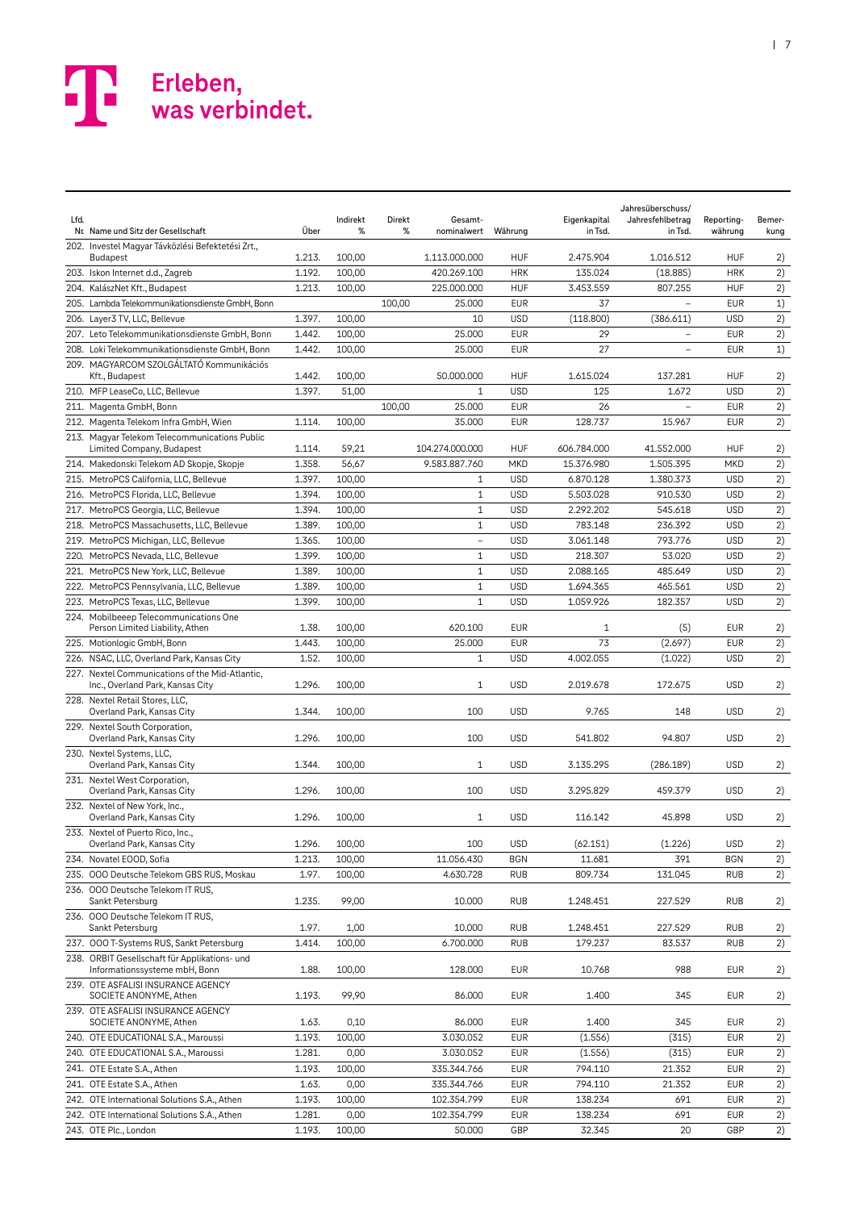| Lfd. Nr. | Name und Sitz der Gesellschaft | Über | Indirekt % | Direkt % | Gesamt-nominalwert | Währung | Eigenkapital in Tsd. | Jahresüberschuss/ Jahresfehlbetrag in Tsd. | Reporting-währung | Bemer-kung |
|---|---|---|---|---|---|---|---|---|---|---|
| 202. | Investel Magyar Távközlési Befektetési Zrt., Budapest | 1.213. | 100,00 | | 1.113.000.000 | HUF | 2.475.904 | 1.016.512 | HUF | 2) |
| 203. | Iskon Internet d.d., Zagreb | 1.192. | 100,00 | | 420.269.100 | HRK | 135.024 | (18.885) | HRK | 2) |
| 204. | KalászNet Kft., Budapest | 1.213. | 100,00 | | 225.000.000 | HUF | 3.453.559 | 807.255 | HUF | 2) |
| 205. | Lambda Telekommunikationsdienste GmbH, Bonn | | | 100,00 | 25.000 | EUR | 37 | – | EUR | 1) |
| 206. | Layer3 TV, LLC, Bellevue | 1.397. | 100,00 | | 10 | USD | (118.800) | (386.611) | USD | 2) |
| 207. | Leto Telekommunikationsdienste GmbH, Bonn | 1.442. | 100,00 | | 25.000 | EUR | 29 | – | EUR | 2) |
| 208. | Loki Telekommunikationsdienste GmbH, Bonn | 1.442. | 100,00 | | 25.000 | EUR | 27 | – | EUR | 1) |
| 209. | MAGYARCOM SZOLGÁLTATÓ Kommunikációs Kft., Budapest | 1.442. | 100,00 | | 50.000.000 | HUF | 1.615.024 | 137.281 | HUF | 2) |
| 210. | MFP LeaseCo, LLC, Bellevue | 1.397. | 51,00 | | 1 | USD | 125 | 1.672 | USD | 2) |
| 211. | Magenta GmbH, Bonn | | | 100,00 | 25.000 | EUR | 26 | – | EUR | 2) |
| 212. | Magenta Telekom Infra GmbH, Wien | 1.114. | 100,00 | | 35.000 | EUR | 128.737 | 15.967 | EUR | 2) |
| 213. | Magyar Telekom Telecommunications Public Limited Company, Budapest | 1.114. | 59,21 | | 104.274.000.000 | HUF | 606.784.000 | 41.552.000 | HUF | 2) |
| 214. | Makedonski Telekom AD Skopje, Skopje | 1.358. | 56,67 | | 9.583.887.760 | MKD | 15.376.980 | 1.505.395 | MKD | 2) |
| 215. | MetroPCS California, LLC, Bellevue | 1.397. | 100,00 | | 1 | USD | 6.870.128 | 1.380.373 | USD | 2) |
| 216. | MetroPCS Florida, LLC, Bellevue | 1.394. | 100,00 | | 1 | USD | 5.503.028 | 910.530 | USD | 2) |
| 217. | MetroPCS Georgia, LLC, Bellevue | 1.394. | 100,00 | | 1 | USD | 2.292.202 | 545.618 | USD | 2) |
| 218. | MetroPCS Massachusetts, LLC, Bellevue | 1.389. | 100,00 | | 1 | USD | 783.148 | 236.392 | USD | 2) |
| 219. | MetroPCS Michigan, LLC, Bellevue | 1.365. | 100,00 | | – | USD | 3.061.148 | 793.776 | USD | 2) |
| 220. | MetroPCS Nevada, LLC, Bellevue | 1.399. | 100,00 | | 1 | USD | 218.307 | 53.020 | USD | 2) |
| 221. | MetroPCS New York, LLC, Bellevue | 1.389. | 100,00 | | 1 | USD | 2.088.165 | 485.649 | USD | 2) |
| 222. | MetroPCS Pennsylvania, LLC, Bellevue | 1.389. | 100,00 | | 1 | USD | 1.694.365 | 465.561 | USD | 2) |
| 223. | MetroPCS Texas, LLC, Bellevue | 1.399. | 100,00 | | 1 | USD | 1.059.926 | 182.357 | USD | 2) |
| 224. | Mobilbeeep Telecommunications One Person Limited Liability, Athen | 1.38. | 100,00 | | 620.100 | EUR | 1 | (5) | EUR | 2) |
| 225. | Motionlogic GmbH, Bonn | 1.443. | 100,00 | | 25.000 | EUR | 73 | (2.697) | EUR | 2) |
| 226. | NSAC, LLC, Overland Park, Kansas City | 1.52. | 100,00 | | 1 | USD | 4.002.055 | (1.022) | USD | 2) |
| 227. | Nextel Communications of the Mid-Atlantic, Inc., Overland Park, Kansas City | 1.296. | 100,00 | | 1 | USD | 2.019.678 | 172.675 | USD | 2) |
| 228. | Nextel Retail Stores, LLC, Overland Park, Kansas City | 1.344. | 100,00 | | 100 | USD | 9.765 | 148 | USD | 2) |
| 229. | Nextel South Corporation, Overland Park, Kansas City | 1.296. | 100,00 | | 100 | USD | 541.802 | 94.807 | USD | 2) |
| 230. | Nextel Systems, LLC, Overland Park, Kansas City | 1.344. | 100,00 | | 1 | USD | 3.135.295 | (286.189) | USD | 2) |
| 231. | Nextel West Corporation, Overland Park, Kansas City | 1.296. | 100,00 | | 100 | USD | 3.295.829 | 459.379 | USD | 2) |
| 232. | Nextel of New York, Inc., Overland Park, Kansas City | 1.296. | 100,00 | | 1 | USD | 116.142 | 45.898 | USD | 2) |
| 233. | Nextel of Puerto Rico, Inc., Overland Park, Kansas City | 1.296. | 100,00 | | 100 | USD | (62.151) | (1.226) | USD | 2) |
| 234. | Novatel EOOD, Sofia | 1.213. | 100,00 | | 11.056.430 | BGN | 11.681 | 391 | BGN | 2) |
| 235. | OOO Deutsche Telekom GBS RUS, Moskau | 1.97. | 100,00 | | 4.630.728 | RUB | 809.734 | 131.045 | RUB | 2) |
| 236. | OOO Deutsche Telekom IT RUS, Sankt Petersburg | 1.235. | 99,00 | | 10.000 | RUB | 1.248.451 | 227.529 | RUB | 2) |
| 236. | OOO Deutsche Telekom IT RUS, Sankt Petersburg | 1.97. | 1,00 | | 10.000 | RUB | 1.248.451 | 227.529 | RUB | 2) |
| 237. | OOO T-Systems RUS, Sankt Petersburg | 1.414. | 100,00 | | 6.700.000 | RUB | 179.237 | 83.537 | RUB | 2) |
| 238. | ORBIT Gesellschaft für Applikations- und Informationssysteme mbH, Bonn | 1.88. | 100,00 | | 128.000 | EUR | 10.768 | 988 | EUR | 2) |
| 239. | OTE ASFALISI INSURANCE AGENCY SOCIETE ANONYME, Athen | 1.193. | 99,90 | | 86.000 | EUR | 1.400 | 345 | EUR | 2) |
| 239. | OTE ASFALISI INSURANCE AGENCY SOCIETE ANONYME, Athen | 1.63. | 0,10 | | 86.000 | EUR | 1.400 | 345 | EUR | 2) |
| 240. | OTE EDUCATIONAL S.A., Maroussi | 1.193. | 100,00 | | 3.030.052 | EUR | (1.556) | (315) | EUR | 2) |
| 240. | OTE EDUCATIONAL S.A., Maroussi | 1.281. | 0,00 | | 3.030.052 | EUR | (1.556) | (315) | EUR | 2) |
| 241. | OTE Estate S.A., Athen | 1.193. | 100,00 | | 335.344.766 | EUR | 794.110 | 21.352 | EUR | 2) |
| 241. | OTE Estate S.A., Athen | 1.63. | 0,00 | | 335.344.766 | EUR | 794.110 | 21.352 | EUR | 2) |
| 242. | OTE International Solutions S.A., Athen | 1.193. | 100,00 | | 102.354.799 | EUR | 138.234 | 691 | EUR | 2) |
| 242. | OTE International Solutions S.A., Athen | 1.281. | 0,00 | | 102.354.799 | EUR | 138.234 | 691 | EUR | 2) |
| 243. | OTE Plc., London | 1.193. | 100,00 | | 50.000 | GBP | 32.345 | 20 | GBP | 2) |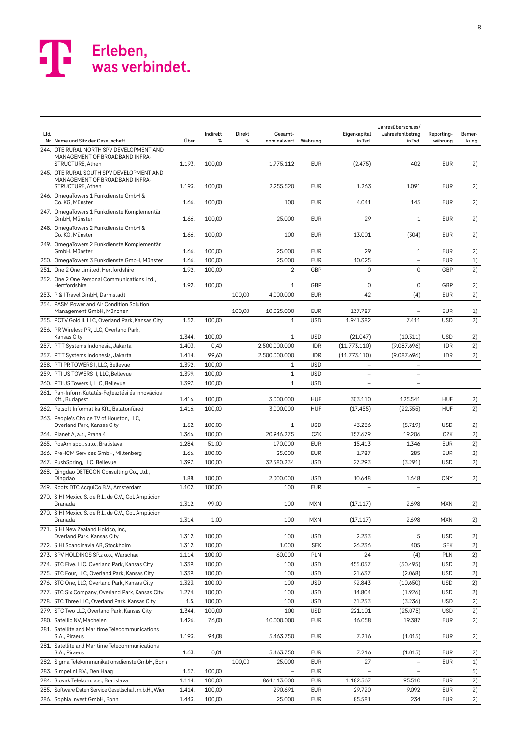| Lfd. Nr. | Name und Sitz der Gesellschaft | Über | Indirekt % | Direkt % | Gesamt-nominalwert | Währung | Eigenkapital in Tsd. | Jahresüberschuss/ Jahresfehlbetrag in Tsd. | Reporting-währung | Bemer-kung |
|---|---|---|---|---|---|---|---|---|---|---|
| 244. | OTE RURAL NORTH SPV DEVELOPMENT AND MANAGEMENT OF BROADBAND INFRA-STRUCTURE, Athen | 1.193. | 100,00 | | 1.775.112 | EUR | (2.475) | 402 | EUR | 2) |
| 245. | OTE RURAL SOUTH SPV DEVELOPMENT AND MANAGEMENT OF BROADBAND INFRA-STRUCTURE, Athen | 1.193. | 100,00 | | 2.255.520 | EUR | 1.263 | 1.091 | EUR | 2) |
| 246. | OmegaTowers 1 Funkdienste GmbH & Co. KG, Münster | 1.66. | 100,00 | | 100 | EUR | 4.041 | 145 | EUR | 2) |
| 247. | OmegaTowers 1 Funkdienste Komplementär GmbH, Münster | 1.66. | 100,00 | | 25.000 | EUR | 29 | 1 | EUR | 2) |
| 248. | OmegaTowers 2 Funkdienste GmbH & Co. KG, Münster | 1.66. | 100,00 | | 100 | EUR | 13.001 | (304) | EUR | 2) |
| 249. | OmegaTowers 2 Funkdienste Komplementär GmbH, Münster | 1.66. | 100,00 | | 25.000 | EUR | 29 | 1 | EUR | 2) |
| 250. | OmegaTowers 3 Funkdienste GmbH, Münster | 1.66. | 100,00 | | 25.000 | EUR | 10.025 | – | EUR | 1) |
| 251. | One 2 One Limited, Hertfordshire | 1.92. | 100,00 | | 2 | GBP | 0 | 0 | GBP | 2) |
| 252. | One 2 One Personal Communications Ltd., Hertfordshire | 1.92. | 100,00 | | 1 | GBP | 0 | 0 | GBP | 2) |
| 253. | P & I Travel GmbH, Darmstadt | | | 100,00 | 4.000.000 | EUR | 42 | (4) | EUR | 2) |
| 254. | PASM Power and Air Condition Solution Management GmbH, München | | | 100,00 | 10.025.000 | EUR | 137.787 | – | EUR | 1) |
| 255. | PCTV Gold II, LLC, Overland Park, Kansas City | 1.52. | 100,00 | | 1 | USD | 1.941.382 | 7.411 | USD | 2) |
| 256. | PR Wireless PR, LLC, Overland Park, Kansas City | 1.344. | 100,00 | | 1 | USD | (21.047) | (10.311) | USD | 2) |
| 257. | PT T Systems Indonesia, Jakarta | 1.403. | 0,40 | | 2.500.000.000 | IDR | (11.773.110) | (9.087.696) | IDR | 2) |
| 257. | PT T Systems Indonesia, Jakarta | 1.414. | 99,60 | | 2.500.000.000 | IDR | (11.773.110) | (9.087.696) | IDR | 2) |
| 258. | PTI PR TOWERS I, LLC, Bellevue | 1.392. | 100,00 | | 1 | USD | – | – | | |
| 259. | PTI US TOWERS II, LLC, Bellevue | 1.399. | 100,00 | | 1 | USD | – | – | | |
| 260. | PTI US Towers I, LLC, Bellevue | 1.397. | 100,00 | | 1 | USD | – | – | | |
| 261. | Pan-Inform Kutatás-Fejlesztési és Innovácios Kft., Budapest | 1.416. | 100,00 | | 3.000.000 | HUF | 303.110 | 125.541 | HUF | 2) |
| 262. | Pelsoft Informatika Kft., Balatonfüred | 1.416. | 100,00 | | 3.000.000 | HUF | (17.455) | (22.355) | HUF | 2) |
| 263. | People's Choice TV of Houston, LLC, Overland Park, Kansas City | 1.52. | 100,00 | | 1 | USD | 43.236 | (5.719) | USD | 2) |
| 264. | Planet A, a.s., Praha 4 | 1.366. | 100,00 | | 20.946.275 | CZK | 157.679 | 19.206 | CZK | 2) |
| 265. | PosAm spol. s.r.o., Bratislava | 1.284. | 51,00 | | 170.000 | EUR | 15.413 | 1.346 | EUR | 2) |
| 266. | PreHCM Services GmbH, Miltenberg | 1.66. | 100,00 | | 25.000 | EUR | 1.787 | 285 | EUR | 2) |
| 267. | PushSpring, LLC, Bellevue | 1.397. | 100,00 | | 32.580.234 | USD | 27.293 | (3.291) | USD | 2) |
| 268. | Qingdao DETECON Consulting Co., Ltd., Qingdao | 1.88. | 100,00 | | 2.000.000 | USD | 10.648 | 1.648 | CNY | 2) |
| 269. | Roots DTC AcquiCo B.V., Amsterdam | 1.102. | 100,00 | | 100 | EUR | – | – | | |
| 270. | SIHI Mexico S. de R.L. de C.V., Col. Amplicion Granada | 1.312. | 99,00 | | 100 | MXN | (17.117) | 2.698 | MXN | 2) |
| 270. | SIHI Mexico S. de R.L. de C.V., Col. Amplicion Granada | 1.314. | 1,00 | | 100 | MXN | (17.117) | 2.698 | MXN | 2) |
| 271. | SIHI New Zealand Holdco, Inc, Overland Park, Kansas City | 1.312. | 100,00 | | 100 | USD | 2.233 | 5 | USD | 2) |
| 272. | SIHI Scandinavia AB, Stockholm | 1.312. | 100,00 | | 1.000 | SEK | 26.236 | 405 | SEK | 2) |
| 273. | SPV HOLDINGS SP.z o.o., Warschau | 1.114. | 100,00 | | 60.000 | PLN | 24 | (4) | PLN | 2) |
| 274. | STC Five, LLC, Overland Park, Kansas City | 1.339. | 100,00 | | 100 | USD | 455.057 | (50.495) | USD | 2) |
| 275. | STC Four, LLC, Overland Park, Kansas City | 1.339. | 100,00 | | 100 | USD | 21.637 | (2.068) | USD | 2) |
| 276. | STC One, LLC, Overland Park, Kansas City | 1.323. | 100,00 | | 100 | USD | 92.843 | (10.650) | USD | 2) |
| 277. | STC Six Company, Overland Park, Kansas City | 1.274. | 100,00 | | 100 | USD | 14.804 | (1.926) | USD | 2) |
| 278. | STC Three LLC, Overland Park, Kansas City | 1.5. | 100,00 | | 100 | USD | 31.253 | (3.236) | USD | 2) |
| 279. | STC Two LLC, Overland Park, Kansas City | 1.344. | 100,00 | | 100 | USD | 221.101 | (25.075) | USD | 2) |
| 280. | Satellic NV, Machelen | 1.426. | 76,00 | | 10.000.000 | EUR | 16.058 | 19.387 | EUR | 2) |
| 281. | Satellite and Maritime Telecommunications S.A., Piraeus | 1.193. | 94,08 | | 5.463.750 | EUR | 7.216 | (1.015) | EUR | 2) |
| 281. | Satellite and Maritime Telecommunications S.A., Piraeus | 1.63. | 0,01 | | 5.463.750 | EUR | 7.216 | (1.015) | EUR | 2) |
| 282. | Sigma Telekommunikationsdienste GmbH, Bonn | | | 100,00 | 25.000 | EUR | 27 | – | EUR | 1) |
| 283. | Simpel.nl B.V., Den Haag | 1.57. | 100,00 | | – | EUR | – | – | | 5) |
| 284. | Slovak Telekom, a.s., Bratislava | 1.114. | 100,00 | | 864.113.000 | EUR | 1.182.567 | 95.510 | EUR | 2) |
| 285. | Software Daten Service Gesellschaft m.b.H., Wien | 1.414. | 100,00 | | 290.691 | EUR | 29.720 | 9.092 | EUR | 2) |
| 286. | Sophia Invest GmbH, Bonn | 1.443. | 100,00 | | 25.000 | EUR | 85.581 | 234 | EUR | 2) |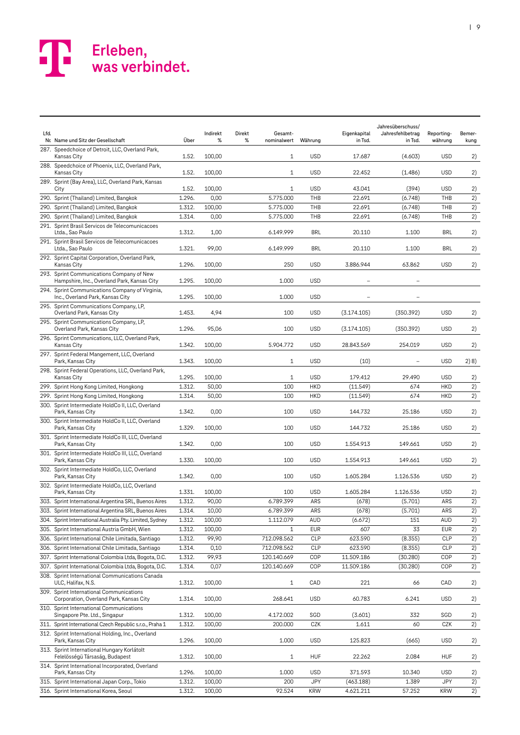# Erleben, was verbindet.

| Lfd. Nr. | Name und Sitz der Gesellschaft | Über | Indirekt % | Direkt % | Gesamt-nominalwert | Währung | Eigenkapital in Tsd. | Jahresüberschuss/ Jahresfehlbetrag in Tsd. | Reporting-währung | Bemer-kung |
|---|---|---|---|---|---|---|---|---|---|---|
| 287. | Speedchoice of Detroit, LLC, Overland Park, Kansas City | 1.52. | 100,00 | | 1 | USD | 17.687 | (4.603) | USD | 2) |
| 288. | Speedchoice of Phoenix, LLC, Overland Park, Kansas City | 1.52. | 100,00 | | 1 | USD | 22.452 | (1.486) | USD | 2) |
| 289. | Sprint (Bay Area), LLC, Overland Park, Kansas City | 1.52. | 100,00 | | 1 | USD | 43.041 | (394) | USD | 2) |
| 290. | Sprint (Thailand) Limited, Bangkok | 1.296. | 0,00 | | 5.775.000 | THB | 22.691 | (6.748) | THB | 2) |
| 290. | Sprint (Thailand) Limited, Bangkok | 1.312. | 100,00 | | 5.775.000 | THB | 22.691 | (6.748) | THB | 2) |
| 290. | Sprint (Thailand) Limited, Bangkok | 1.314. | 0,00 | | 5.775.000 | THB | 22.691 | (6.748) | THB | 2) |
| 291. | Sprint Brasil Servicos de Telecomunicacoes Ltda., Sao Paulo | 1.312. | 1,00 | | 6.149.999 | BRL | 20.110 | 1.100 | BRL | 2) |
| 291. | Sprint Brasil Servicos de Telecomunicacoes Ltda., Sao Paulo | 1.321. | 99,00 | | 6.149.999 | BRL | 20.110 | 1.100 | BRL | 2) |
| 292. | Sprint Capital Corporation, Overland Park, Kansas City | 1.296. | 100,00 | | 250 | USD | 3.886.944 | 63.862 | USD | 2) |
| 293. | Sprint Communications Company of New Hampshire, Inc., Overland Park, Kansas City | 1.295. | 100,00 | | 1.000 | USD | – | – | | |
| 294. | Sprint Communications Company of Virginia, Inc., Overland Park, Kansas City | 1.295. | 100,00 | | 1.000 | USD | – | – | | |
| 295. | Sprint Communications Company, LP, Overland Park, Kansas City | 1.453. | 4,94 | | 100 | USD | (3.174.105) | (350.392) | USD | 2) |
| 295. | Sprint Communications Company, LP, Overland Park, Kansas City | 1.296. | 95,06 | | 100 | USD | (3.174.105) | (350.392) | USD | 2) |
| 296. | Sprint Communications, LLC, Overland Park, Kansas City | 1.342. | 100,00 | | 5.904.772 | USD | 28.843.569 | 254.019 | USD | 2) |
| 297. | Sprint Federal Mangement, LLC, Overland Park, Kansas City | 1.343. | 100,00 | | 1 | USD | (10) | – | USD | 2) 8) |
| 298. | Sprint Federal Operations, LLC, Overland Park, Kansas City | 1.295. | 100,00 | | 1 | USD | 179.412 | 29.490 | USD | 2) |
| 299. | Sprint Hong Kong Limited, Hongkong | 1.312. | 50,00 | | 100 | HKD | (11.549) | 674 | HKD | 2) |
| 299. | Sprint Hong Kong Limited, Hongkong | 1.314. | 50,00 | | 100 | HKD | (11.549) | 674 | HKD | 2) |
| 300. | Sprint Intermediate HoldCo II, LLC, Overland Park, Kansas City | 1.342. | 0,00 | | 100 | USD | 144.732 | 25.186 | USD | 2) |
| 300. | Sprint Intermediate HoldCo II, LLC, Overland Park, Kansas City | 1.329. | 100,00 | | 100 | USD | 144.732 | 25.186 | USD | 2) |
| 301. | Sprint Intermediate HoldCo III, LLC, Overland Park, Kansas City | 1.342. | 0,00 | | 100 | USD | 1.554.913 | 149.661 | USD | 2) |
| 301. | Sprint Intermediate HoldCo III, LLC, Overland Park, Kansas City | 1.330. | 100,00 | | 100 | USD | 1.554.913 | 149.661 | USD | 2) |
| 302. | Sprint Intermediate HoldCo, LLC, Overland Park, Kansas City | 1.342. | 0,00 | | 100 | USD | 1.605.284 | 1.126.536 | USD | 2) |
| 302. | Sprint Intermediate HoldCo, LLC, Overland Park, Kansas City | 1.331. | 100,00 | | 100 | USD | 1.605.284 | 1.126.536 | USD | 2) |
| 303. | Sprint International Argentina SRL, Buenos Aires | 1.312. | 90,00 | | 6.789.399 | ARS | (678) | (5.701) | ARS | 2) |
| 303. | Sprint International Argentina SRL, Buenos Aires | 1.314. | 10,00 | | 6.789.399 | ARS | (678) | (5.701) | ARS | 2) |
| 304. | Sprint International Australia Pty. Limited, Sydney | 1.312. | 100,00 | | 1.112.079 | AUD | (6.672) | 151 | AUD | 2) |
| 305. | Sprint International Austria GmbH, Wien | 1.312. | 100,00 | | 1 | EUR | 607 | 33 | EUR | 2) |
| 306. | Sprint International Chile Limitada, Santiago | 1.312. | 99,90 | | 712.098.562 | CLP | 623.590 | (8.355) | CLP | 2) |
| 306. | Sprint International Chile Limitada, Santiago | 1.314. | 0,10 | | 712.098.562 | CLP | 623.590 | (8.355) | CLP | 2) |
| 307. | Sprint International Colombia Ltda, Bogota, D.C. | 1.312. | 99,93 | | 120.140.669 | COP | 11.509.186 | (30.280) | COP | 2) |
| 307. | Sprint International Colombia Ltda, Bogota, D.C. | 1.314. | 0,07 | | 120.140.669 | COP | 11.509.186 | (30.280) | COP | 2) |
| 308. | Sprint International Communications Canada ULC, Halifax, N.S. | 1.312. | 100,00 | | 1 | CAD | 221 | 66 | CAD | 2) |
| 309. | Sprint International Communications Corporation, Overland Park, Kansas City | 1.314. | 100,00 | | 268.641 | USD | 60.783 | 6.241 | USD | 2) |
| 310. | Sprint International Communications Singapore Pte. Ltd., Singapur | 1.312. | 100,00 | | 4.172.002 | SGD | (3.601) | 332 | SGD | 2) |
| 311. | Sprint International Czech Republic s.r.o., Praha 1 | 1.312. | 100,00 | | 200.000 | CZK | 1.611 | 60 | CZK | 2) |
| 312. | Sprint International Holding, Inc., Overland Park, Kansas City | 1.296. | 100,00 | | 1.000 | USD | 125.823 | (665) | USD | 2) |
| 313. | Sprint International Hungary Korlátolt Felelősségű Társaság, Budapest | 1.312. | 100,00 | | 1 | HUF | 22.262 | 2.084 | HUF | 2) |
| 314. | Sprint International Incorporated, Overland Park, Kansas City | 1.296. | 100,00 | | 1.000 | USD | 371.593 | 10.340 | USD | 2) |
| 315. | Sprint International Japan Corp., Tokio | 1.312. | 100,00 | | 200 | JPY | (463.188) | 1.389 | JPY | 2) |
| 316. | Sprint International Korea, Seoul | 1.312. | 100,00 | | 92.524 | KRW | 4.621.211 | 57.252 | KRW | 2) |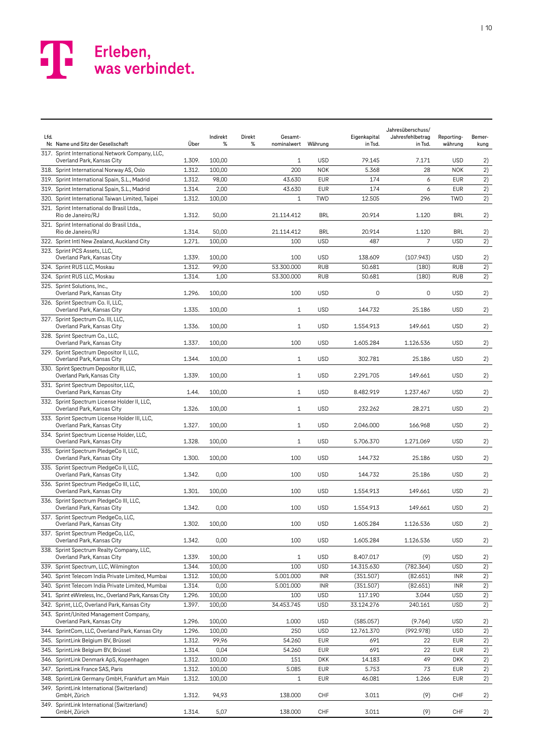| Lfd. Nr. | Name und Sitz der Gesellschaft | Über | Indirekt % | Direkt % | Gesamt-nominalwert | Währung | Eigenkapital in Tsd. | Jahresüberschuss/ Jahresfehlbetrag in Tsd. | Reporting-währung | Bemer-kung |
|---|---|---|---|---|---|---|---|---|---|---|
| 317. | Sprint International Network Company, LLC, Overland Park, Kansas City | 1.309. | 100,00 | | 1 | USD | 79.145 | 7.171 | USD | 2) |
| 318. | Sprint International Norway AS, Oslo | 1.312. | 100,00 | | 200 | NOK | 5.368 | 28 | NOK | 2) |
| 319. | Sprint International Spain, S.L., Madrid | 1.312. | 98,00 | | 43.630 | EUR | 174 | 6 | EUR | 2) |
| 319. | Sprint International Spain, S.L., Madrid | 1.314. | 2,00 | | 43.630 | EUR | 174 | 6 | EUR | 2) |
| 320. | Sprint International Taiwan Limited, Taipei | 1.312. | 100,00 | | 1 | TWD | 12.505 | 296 | TWD | 2) |
| 321. | Sprint International do Brasil Ltda., Rio de Janeiro/RJ | 1.312. | 50,00 | | 21.114.412 | BRL | 20.914 | 1.120 | BRL | 2) |
| 321. | Sprint International do Brasil Ltda., Rio de Janeiro/RJ | 1.314. | 50,00 | | 21.114.412 | BRL | 20.914 | 1.120 | BRL | 2) |
| 322. | Sprint Intl New Zealand, Auckland City | 1.271. | 100,00 | | 100 | USD | 487 | 7 | USD | 2) |
| 323. | Sprint PCS Assets, LLC, Overland Park, Kansas City | 1.339. | 100,00 | | 100 | USD | 138.609 | (107.943) | USD | 2) |
| 324. | Sprint RUS LLC, Moskau | 1.312. | 99,00 | | 53.300.000 | RUB | 50.681 | (180) | RUB | 2) |
| 324. | Sprint RUS LLC, Moskau | 1.314. | 1,00 | | 53.300.000 | RUB | 50.681 | (180) | RUB | 2) |
| 325. | Sprint Solutions, Inc., Overland Park, Kansas City | 1.296. | 100,00 | | 100 | USD | 0 | 0 | USD | 2) |
| 326. | Sprint Spectrum Co. II, LLC, Overland Park, Kansas City | 1.335. | 100,00 | | 1 | USD | 144.732 | 25.186 | USD | 2) |
| 327. | Sprint Spectrum Co. III, LLC, Overland Park, Kansas City | 1.336. | 100,00 | | 1 | USD | 1.554.913 | 149.661 | USD | 2) |
| 328. | Sprint Spectrum Co., LLC, Overland Park, Kansas City | 1.337. | 100,00 | | 100 | USD | 1.605.284 | 1.126.536 | USD | 2) |
| 329. | Sprint Spectrum Depositor II, LLC, Overland Park, Kansas City | 1.344. | 100,00 | | 1 | USD | 302.781 | 25.186 | USD | 2) |
| 330. | Sprint Spectrum Depositor III, LLC, Overland Park, Kansas City | 1.339. | 100,00 | | 1 | USD | 2.291.705 | 149.661 | USD | 2) |
| 331. | Sprint Spectrum Depositor, LLC, Overland Park, Kansas City | 1.44. | 100,00 | | 1 | USD | 8.482.919 | 1.237.467 | USD | 2) |
| 332. | Sprint Spectrum License Holder II, LLC, Overland Park, Kansas City | 1.326. | 100,00 | | 1 | USD | 232.262 | 28.271 | USD | 2) |
| 333. | Sprint Spectrum License Holder III, LLC, Overland Park, Kansas City | 1.327. | 100,00 | | 1 | USD | 2.046.000 | 166.968 | USD | 2) |
| 334. | Sprint Spectrum License Holder, LLC, Overland Park, Kansas City | 1.328. | 100,00 | | 1 | USD | 5.706.370 | 1.271.069 | USD | 2) |
| 335. | Sprint Spectrum PledgeCo II, LLC, Overland Park, Kansas City | 1.300. | 100,00 | | 100 | USD | 144.732 | 25.186 | USD | 2) |
| 335. | Sprint Spectrum PledgeCo II, LLC, Overland Park, Kansas City | 1.342. | 0,00 | | 100 | USD | 144.732 | 25.186 | USD | 2) |
| 336. | Sprint Spectrum PledgeCo III, LLC, Overland Park, Kansas City | 1.301. | 100,00 | | 100 | USD | 1.554.913 | 149.661 | USD | 2) |
| 336. | Sprint Spectrum PledgeCo III, LLC, Overland Park, Kansas City | 1.342. | 0,00 | | 100 | USD | 1.554.913 | 149.661 | USD | 2) |
| 337. | Sprint Spectrum PledgeCo, LLC, Overland Park, Kansas City | 1.302. | 100,00 | | 100 | USD | 1.605.284 | 1.126.536 | USD | 2) |
| 337. | Sprint Spectrum PledgeCo, LLC, Overland Park, Kansas City | 1.342. | 0,00 | | 100 | USD | 1.605.284 | 1.126.536 | USD | 2) |
| 338. | Sprint Spectrum Realty Company, LLC, Overland Park, Kansas City | 1.339. | 100,00 | | 1 | USD | 8.407.017 | (9) | USD | 2) |
| 339. | Sprint Spectrum, LLC, Wilmington | 1.344. | 100,00 | | 100 | USD | 14.315.630 | (782.364) | USD | 2) |
| 340. | Sprint Telecom India Private Limited, Mumbai | 1.312. | 100,00 | | 5.001.000 | INR | (351.507) | (82.651) | INR | 2) |
| 340. | Sprint Telecom India Private Limited, Mumbai | 1.314. | 0,00 | | 5.001.000 | INR | (351.507) | (82.651) | INR | 2) |
| 341. | Sprint eWireless, Inc., Overland Park, Kansas City | 1.296. | 100,00 | | 100 | USD | 117.190 | 3.044 | USD | 2) |
| 342. | Sprint, LLC, Overland Park, Kansas City | 1.397. | 100,00 | | 34.453.745 | USD | 33.124.276 | 240.161 | USD | 2) |
| 343. | Sprint/United Management Company, Overland Park, Kansas City | 1.296. | 100,00 | | 1.000 | USD | (585.057) | (9.764) | USD | 2) |
| 344. | SprintCom, LLC, Overland Park, Kansas City | 1.296. | 100,00 | | 250 | USD | 12.761.370 | (992.978) | USD | 2) |
| 345. | SprintLink Belgium BV, Brüssel | 1.312. | 99,96 | | 54.260 | EUR | 691 | 22 | EUR | 2) |
| 345. | SprintLink Belgium BV, Brüssel | 1.314. | 0,04 | | 54.260 | EUR | 691 | 22 | EUR | 2) |
| 346. | SprintLink Denmark ApS, Kopenhagen | 1.312. | 100,00 | | 151 | DKK | 14.183 | 49 | DKK | 2) |
| 347. | SprintLink France SAS, Paris | 1.312. | 100,00 | | 5.085 | EUR | 5.753 | 73 | EUR | 2) |
| 348. | SprintLink Germany GmbH, Frankfurt am Main | 1.312. | 100,00 | | 1 | EUR | 46.081 | 1.266 | EUR | 2) |
| 349. | SprintLink International (Switzerland) GmbH, Zürich | 1.312. | 94,93 | | 138.000 | CHF | 3.011 | (9) | CHF | 2) |
| 349. | SprintLink International (Switzerland) GmbH, Zürich | 1.314. | 5,07 | | 138.000 | CHF | 3.011 | (9) | CHF | 2) |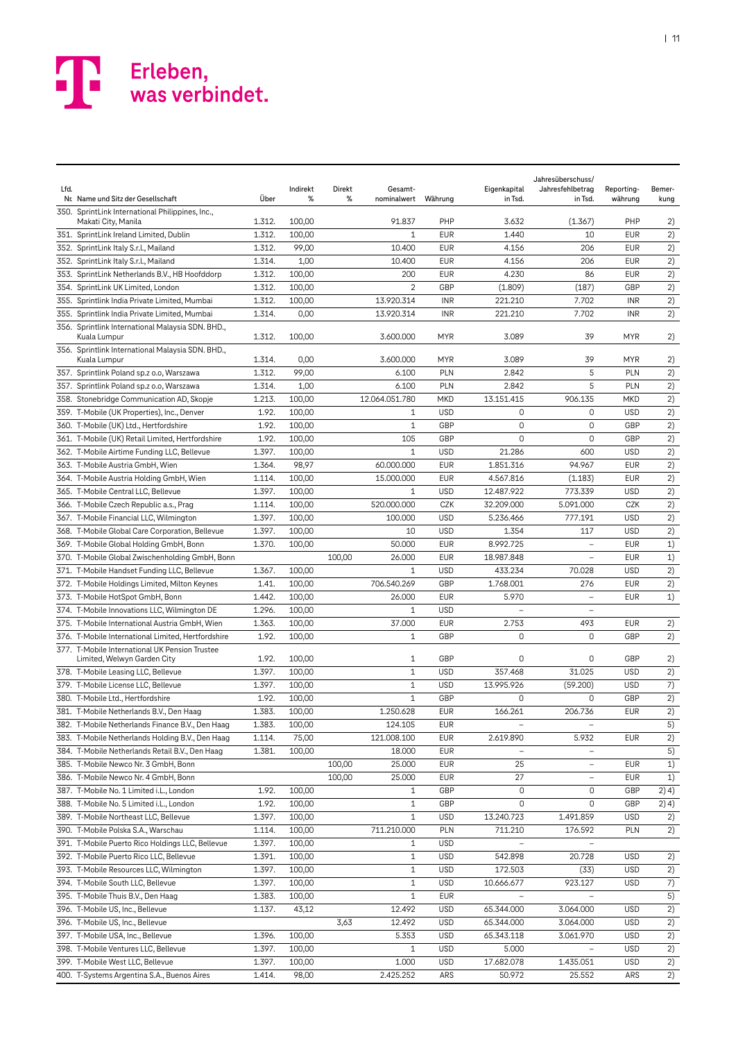Erleben, was verbindet.

| Lfd. Nr. | Name und Sitz der Gesellschaft | Über | Indirekt % | Direkt % | Gesamt-nominalwert | Währung | Eigenkapital in Tsd. | Jahresüberschuss/ Jahresfehlbetrag in Tsd. | Reporting-währung | Bemer-kung |
|---|---|---|---|---|---|---|---|---|---|---|
| 350. | SprintLink International Philippines, Inc., Makati City, Manila | 1.312. | 100,00 | | 91.837 | PHP | 3.632 | (1.367) | PHP | 2) |
| 351. | SprintLink Ireland Limited, Dublin | 1.312. | 100,00 | | 1 | EUR | 1.440 | 10 | EUR | 2) |
| 352. | SprintLink Italy S.r.l., Mailand | 1.312. | 99,00 | | 10.400 | EUR | 4.156 | 206 | EUR | 2) |
| 352. | SprintLink Italy S.r.l., Mailand | 1.314. | 1,00 | | 10.400 | EUR | 4.156 | 206 | EUR | 2) |
| 353. | SprintLink Netherlands B.V., HB Hoofddorp | 1.312. | 100,00 | | 200 | EUR | 4.230 | 86 | EUR | 2) |
| 354. | SprintLink UK Limited, London | 1.312. | 100,00 | | 2 | GBP | (1.809) | (187) | GBP | 2) |
| 355. | Sprintlink India Private Limited, Mumbai | 1.312. | 100,00 | | 13.920.314 | INR | 221.210 | 7.702 | INR | 2) |
| 355. | Sprintlink India Private Limited, Mumbai | 1.314. | 0,00 | | 13.920.314 | INR | 221.210 | 7.702 | INR | 2) |
| 356. | Sprintlink International Malaysia SDN. BHD., Kuala Lumpur | 1.312. | 100,00 | | 3.600.000 | MYR | 3.089 | 39 | MYR | 2) |
| 356. | Sprintlink International Malaysia SDN. BHD., Kuala Lumpur | 1.314. | 0,00 | | 3.600.000 | MYR | 3.089 | 39 | MYR | 2) |
| 357. | Sprintlink Poland sp.z o.o, Warszawa | 1.312. | 99,00 | | 6.100 | PLN | 2.842 | 5 | PLN | 2) |
| 357. | Sprintlink Poland sp.z o.o, Warszawa | 1.314. | 1,00 | | 6.100 | PLN | 2.842 | 5 | PLN | 2) |
| 358. | Stonebridge Communication AD, Skopje | 1.213. | 100,00 | | 12.064.051.780 | MKD | 13.151.415 | 906.135 | MKD | 2) |
| 359. | T-Mobile (UK Properties), Inc., Denver | 1.92. | 100,00 | | 1 | USD | 0 | 0 | USD | 2) |
| 360. | T-Mobile (UK) Ltd., Hertfordshire | 1.92. | 100,00 | | 1 | GBP | 0 | 0 | GBP | 2) |
| 361. | T-Mobile (UK) Retail Limited, Hertfordshire | 1.92. | 100,00 | | 105 | GBP | 0 | 0 | GBP | 2) |
| 362. | T-Mobile Airtime Funding LLC, Bellevue | 1.397. | 100,00 | | 1 | USD | 21.286 | 600 | USD | 2) |
| 363. | T-Mobile Austria GmbH, Wien | 1.364. | 98,97 | | 60.000.000 | EUR | 1.851.316 | 94.967 | EUR | 2) |
| 364. | T-Mobile Austria Holding GmbH, Wien | 1.114. | 100,00 | | 15.000.000 | EUR | 4.567.816 | (1.183) | EUR | 2) |
| 365. | T-Mobile Central LLC, Bellevue | 1.397. | 100,00 | | 1 | USD | 12.487.922 | 773.339 | USD | 2) |
| 366. | T-Mobile Czech Republic a.s., Prag | 1.114. | 100,00 | | 520.000.000 | CZK | 32.209.000 | 5.091.000 | CZK | 2) |
| 367. | T-Mobile Financial LLC, Wilmington | 1.397. | 100,00 | | 100.000 | USD | 5.236.466 | 777.191 | USD | 2) |
| 368. | T-Mobile Global Care Corporation, Bellevue | 1.397. | 100,00 | | 10 | USD | 1.354 | 117 | USD | 2) |
| 369. | T-Mobile Global Holding GmbH, Bonn | 1.370. | 100,00 | | 50.000 | EUR | 8.992.725 | – | EUR | 1) |
| 370. | T-Mobile Global Zwischenholding GmbH, Bonn | | | 100,00 | 26.000 | EUR | 18.987.848 | – | EUR | 1) |
| 371. | T-Mobile Handset Funding LLC, Bellevue | 1.367. | 100,00 | | 1 | USD | 433.234 | 70.028 | USD | 2) |
| 372. | T-Mobile Holdings Limited, Milton Keynes | 1.41. | 100,00 | | 706.540.269 | GBP | 1.768.001 | 276 | EUR | 2) |
| 373. | T-Mobile HotSpot GmbH, Bonn | 1.442. | 100,00 | | 26.000 | EUR | 5.970 | – | EUR | 1) |
| 374. | T-Mobile Innovations LLC, Wilmington DE | 1.296. | 100,00 | | 1 | USD | – | – | | |
| 375. | T-Mobile International Austria GmbH, Wien | 1.363. | 100,00 | | 37.000 | EUR | 2.753 | 493 | EUR | 2) |
| 376. | T-Mobile International Limited, Hertfordshire | 1.92. | 100,00 | | 1 | GBP | 0 | 0 | GBP | 2) |
| 377. | T-Mobile International UK Pension Trustee Limited, Welwyn Garden City | 1.92. | 100,00 | | 1 | GBP | 0 | 0 | GBP | 2) |
| 378. | T-Mobile Leasing LLC, Bellevue | 1.397. | 100,00 | | 1 | USD | 357.468 | 31.025 | USD | 2) |
| 379. | T-Mobile License LLC, Bellevue | 1.397. | 100,00 | | 1 | USD | 13.995.926 | (59.200) | USD | 7) |
| 380. | T-Mobile Ltd., Hertfordshire | 1.92. | 100,00 | | 1 | GBP | 0 | 0 | GBP | 2) |
| 381. | T-Mobile Netherlands B.V., Den Haag | 1.383. | 100,00 | | 1.250.628 | EUR | 166.261 | 206.736 | EUR | 2) |
| 382. | T-Mobile Netherlands Finance B.V., Den Haag | 1.383. | 100,00 | | 124.105 | EUR | – | – | | 5) |
| 383. | T-Mobile Netherlands Holding B.V., Den Haag | 1.114. | 75,00 | | 121.008.100 | EUR | 2.619.890 | 5.932 | EUR | 2) |
| 384. | T-Mobile Netherlands Retail B.V., Den Haag | 1.381. | 100,00 | | 18.000 | EUR | – | – | | 5) |
| 385. | T-Mobile Newco Nr. 3 GmbH, Bonn | | | 100,00 | 25.000 | EUR | 25 | – | EUR | 1) |
| 386. | T-Mobile Newco Nr. 4 GmbH, Bonn | | | 100,00 | 25.000 | EUR | 27 | – | EUR | 1) |
| 387. | T-Mobile No. 1 Limited i.L., London | 1.92. | 100,00 | | 1 | GBP | 0 | 0 | GBP | 2) 4) |
| 388. | T-Mobile No. 5 Limited i.L., London | 1.92. | 100,00 | | 1 | GBP | 0 | 0 | GBP | 2) 4) |
| 389. | T-Mobile Northeast LLC, Bellevue | 1.397. | 100,00 | | 1 | USD | 13.240.723 | 1.491.859 | USD | 2) |
| 390. | T-Mobile Polska S.A., Warschau | 1.114. | 100,00 | | 711.210.000 | PLN | 711.210 | 176.592 | PLN | 2) |
| 391. | T-Mobile Puerto Rico Holdings LLC, Bellevue | 1.397. | 100,00 | | 1 | USD | – | – | | |
| 392. | T-Mobile Puerto Rico LLC, Bellevue | 1.391. | 100,00 | | 1 | USD | 542.898 | 20.728 | USD | 2) |
| 393. | T-Mobile Resources LLC, Wilmington | 1.397. | 100,00 | | 1 | USD | 172.503 | (33) | USD | 2) |
| 394. | T-Mobile South LLC, Bellevue | 1.397. | 100,00 | | 1 | USD | 10.666.677 | 923.127 | USD | 7) |
| 395. | T-Mobile Thuis B.V., Den Haag | 1.383. | 100,00 | | 1 | EUR | – | – | | 5) |
| 396. | T-Mobile US, Inc., Bellevue | 1.137. | 43,12 | | 12.492 | USD | 65.344.000 | 3.064.000 | USD | 2) |
| 396. | T-Mobile US, Inc., Bellevue | | | 3,63 | 12.492 | USD | 65.344.000 | 3.064.000 | USD | 2) |
| 397. | T-Mobile USA, Inc., Bellevue | 1.396. | 100,00 | | 5.353 | USD | 65.343.118 | 3.061.970 | USD | 2) |
| 398. | T-Mobile Ventures LLC, Bellevue | 1.397. | 100,00 | | 1 | USD | 5.000 | – | USD | 2) |
| 399. | T-Mobile West LLC, Bellevue | 1.397. | 100,00 | | 1.000 | USD | 17.682.078 | 1.435.051 | USD | 2) |
| 400. | T-Systems Argentina S.A., Buenos Aires | 1.414. | 98,00 | | 2.425.252 | ARS | 50.972 | 25.552 | ARS | 2) |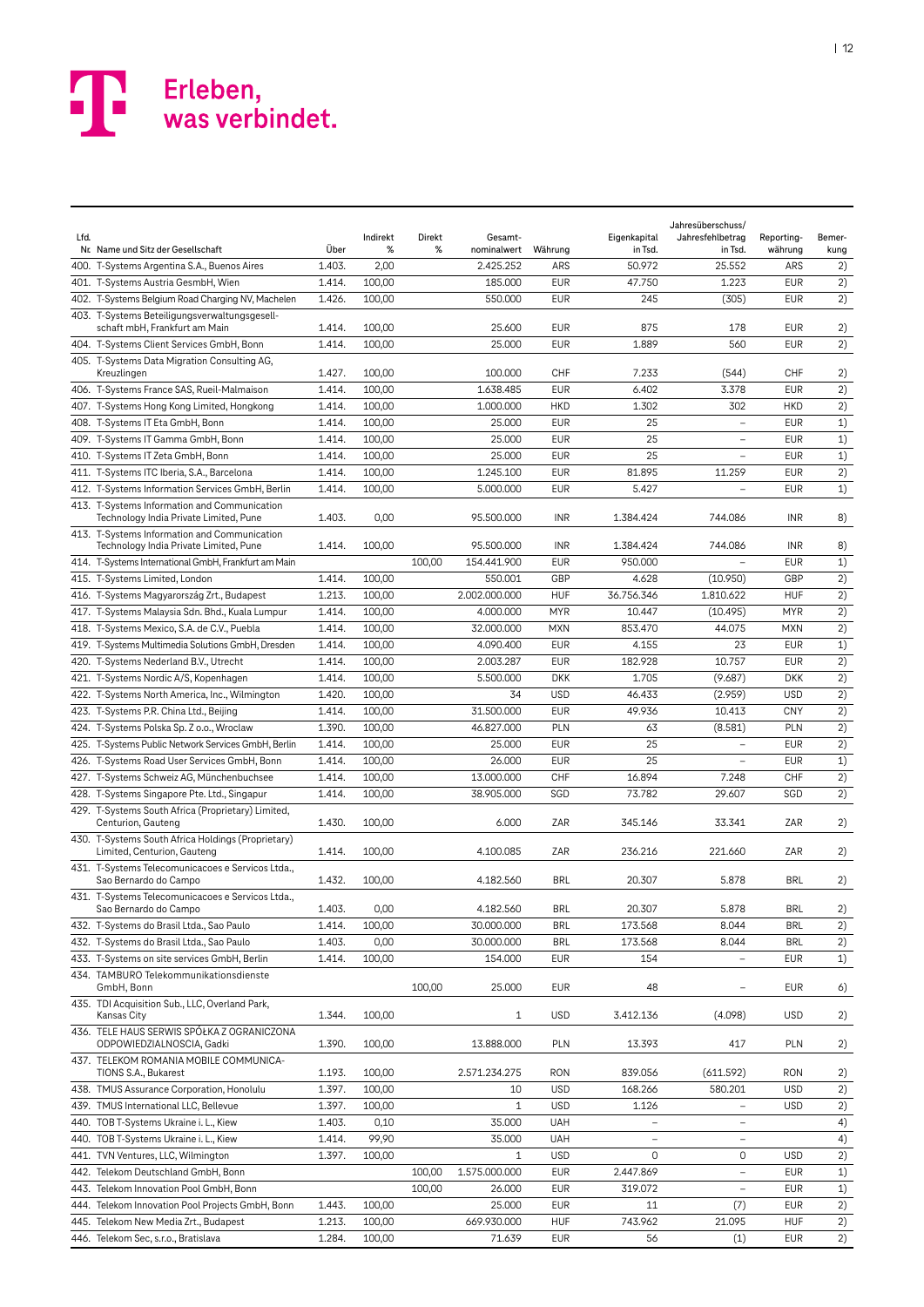Erleben, was verbindet.

| Lfd. Nr. | Name und Sitz der Gesellschaft | Über | Indirekt % | Direkt % | Gesamt-nominalwert | Währung | Eigenkapital in Tsd. | Jahresüberschuss/ Jahresfehlbetrag in Tsd. | Reporting-währung | Bemer-kung |
|---|---|---|---|---|---|---|---|---|---|---|
| 400. | T-Systems Argentina S.A., Buenos Aires | 1.403. | 2,00 | | 2.425.252 | ARS | 50.972 | 25.552 | ARS | 2) |
| 401. | T-Systems Austria GesmbH, Wien | 1.414. | 100,00 | | 185.000 | EUR | 47.750 | 1.223 | EUR | 2) |
| 402. | T-Systems Belgium Road Charging NV, Machelen | 1.426. | 100,00 | | 550.000 | EUR | 245 | (305) | EUR | 2) |
| 403. | T-Systems Beteiligungsverwaltungsgesellschaft mbH, Frankfurt am Main | 1.414. | 100,00 | | 25.600 | EUR | 875 | 178 | EUR | 2) |
| 404. | T-Systems Client Services GmbH, Bonn | 1.414. | 100,00 | | 25.000 | EUR | 1.889 | 560 | EUR | 2) |
| 405. | T-Systems Data Migration Consulting AG, Kreuzlingen | 1.427. | 100,00 | | 100.000 | CHF | 7.233 | (544) | CHF | 2) |
| 406. | T-Systems France SAS, Rueil-Malmaison | 1.414. | 100,00 | | 1.638.485 | EUR | 6.402 | 3.378 | EUR | 2) |
| 407. | T-Systems Hong Kong Limited, Hongkong | 1.414. | 100,00 | | 1.000.000 | HKD | 1.302 | 302 | HKD | 2) |
| 408. | T-Systems IT Eta GmbH, Bonn | 1.414. | 100,00 | | 25.000 | EUR | 25 | – | EUR | 1) |
| 409. | T-Systems IT Gamma GmbH, Bonn | 1.414. | 100,00 | | 25.000 | EUR | 25 | – | EUR | 1) |
| 410. | T-Systems IT Zeta GmbH, Bonn | 1.414. | 100,00 | | 25.000 | EUR | 25 | – | EUR | 1) |
| 411. | T-Systems ITC Iberia, S.A., Barcelona | 1.414. | 100,00 | | 1.245.100 | EUR | 81.895 | 11.259 | EUR | 2) |
| 412. | T-Systems Information Services GmbH, Berlin | 1.414. | 100,00 | | 5.000.000 | EUR | 5.427 | – | EUR | 1) |
| 413. | T-Systems Information and Communication Technology India Private Limited, Pune | 1.403. | 0,00 | | 95.500.000 | INR | 1.384.424 | 744.086 | INR | 8) |
| 413. | T-Systems Information and Communication Technology India Private Limited, Pune | 1.414. | 100,00 | | 95.500.000 | INR | 1.384.424 | 744.086 | INR | 8) |
| 414. | T-Systems International GmbH, Frankfurt am Main | | | 100,00 | 154.441.900 | EUR | 950.000 | – | EUR | 1) |
| 415. | T-Systems Limited, London | 1.414. | 100,00 | | 550.001 | GBP | 4.628 | (10.950) | GBP | 2) |
| 416. | T-Systems Magyarország Zrt., Budapest | 1.213. | 100,00 | | 2.002.000.000 | HUF | 36.756.346 | 1.810.622 | HUF | 2) |
| 417. | T-Systems Malaysia Sdn. Bhd., Kuala Lumpur | 1.414. | 100,00 | | 4.000.000 | MYR | 10.447 | (10.495) | MYR | 2) |
| 418. | T-Systems Mexico, S.A. de C.V., Puebla | 1.414. | 100,00 | | 32.000.000 | MXN | 853.470 | 44.075 | MXN | 2) |
| 419. | T-Systems Multimedia Solutions GmbH, Dresden | 1.414. | 100,00 | | 4.090.400 | EUR | 4.155 | 23 | EUR | 1) |
| 420. | T-Systems Nederland B.V., Utrecht | 1.414. | 100,00 | | 2.003.287 | EUR | 182.928 | 10.757 | EUR | 2) |
| 421. | T-Systems Nordic A/S, Kopenhagen | 1.414. | 100,00 | | 5.500.000 | DKK | 1.705 | (9.687) | DKK | 2) |
| 422. | T-Systems North America, Inc., Wilmington | 1.420. | 100,00 | | 34 | USD | 46.433 | (2.959) | USD | 2) |
| 423. | T-Systems P.R. China Ltd., Beijing | 1.414. | 100,00 | | 31.500.000 | EUR | 49.936 | 10.413 | CNY | 2) |
| 424. | T-Systems Polska Sp. Z o.o., Wroclaw | 1.390. | 100,00 | | 46.827.000 | PLN | 63 | (8.581) | PLN | 2) |
| 425. | T-Systems Public Network Services GmbH, Berlin | 1.414. | 100,00 | | 25.000 | EUR | 25 | – | EUR | 2) |
| 426. | T-Systems Road User Services GmbH, Bonn | 1.414. | 100,00 | | 26.000 | EUR | 25 | – | EUR | 1) |
| 427. | T-Systems Schweiz AG, Münchenbuchsee | 1.414. | 100,00 | | 13.000.000 | CHF | 16.894 | 7.248 | CHF | 2) |
| 428. | T-Systems Singapore Pte. Ltd., Singapur | 1.414. | 100,00 | | 38.905.000 | SGD | 73.782 | 29.607 | SGD | 2) |
| 429. | T-Systems South Africa (Proprietary) Limited, Centurion, Gauteng | 1.430. | 100,00 | | 6.000 | ZAR | 345.146 | 33.341 | ZAR | 2) |
| 430. | T-Systems South Africa Holdings (Proprietary) Limited, Centurion, Gauteng | 1.414. | 100,00 | | 4.100.085 | ZAR | 236.216 | 221.660 | ZAR | 2) |
| 431. | T-Systems Telecomunicacoes e Servicos Ltda., Sao Bernardo do Campo | 1.432. | 100,00 | | 4.182.560 | BRL | 20.307 | 5.878 | BRL | 2) |
| 431. | T-Systems Telecomunicacoes e Servicos Ltda., Sao Bernardo do Campo | 1.403. | 0,00 | | 4.182.560 | BRL | 20.307 | 5.878 | BRL | 2) |
| 432. | T-Systems do Brasil Ltda., Sao Paulo | 1.414. | 100,00 | | 30.000.000 | BRL | 173.568 | 8.044 | BRL | 2) |
| 432. | T-Systems do Brasil Ltda., Sao Paulo | 1.403. | 0,00 | | 30.000.000 | BRL | 173.568 | 8.044 | BRL | 2) |
| 433. | T-Systems on site services GmbH, Berlin | 1.414. | 100,00 | | 154.000 | EUR | 154 | – | EUR | 1) |
| 434. | TAMBURO Telekommunikationsdienste GmbH, Bonn | | | 100,00 | 25.000 | EUR | 48 | – | EUR | 6) |
| 435. | TDI Acquisition Sub., LLC, Overland Park, Kansas City | 1.344. | 100,00 | | 1 | USD | 3.412.136 | (4.098) | USD | 2) |
| 436. | TELE HAUS SERWIS SPÓŁKA Z OGRANICZONA ODPOWIEDZIALNOSCIA, Gadki | 1.390. | 100,00 | | 13.888.000 | PLN | 13.393 | 417 | PLN | 2) |
| 437. | TELEKOM ROMANIA MOBILE COMMUNICATIONS S.A., Bukarest | 1.193. | 100,00 | | 2.571.234.275 | RON | 839.056 | (611.592) | RON | 2) |
| 438. | TMUS Assurance Corporation, Honolulu | 1.397. | 100,00 | | 10 | USD | 168.266 | 580.201 | USD | 2) |
| 439. | TMUS International LLC, Bellevue | 1.397. | 100,00 | | 1 | USD | 1.126 | – | USD | 2) |
| 440. | TOB T-Systems Ukraine i. L., Kiew | 1.403. | 0,10 | | 35.000 | UAH | – | – | | 4) |
| 440. | TOB T-Systems Ukraine i. L., Kiew | 1.414. | 99,90 | | 35.000 | UAH | – | – | | 4) |
| 441. | TVN Ventures, LLC, Wilmington | 1.397. | 100,00 | | 1 | USD | 0 | 0 | USD | 2) |
| 442. | Telekom Deutschland GmbH, Bonn | | | 100,00 | 1.575.000.000 | EUR | 2.447.869 | – | EUR | 1) |
| 443. | Telekom Innovation Pool GmbH, Bonn | | | 100,00 | 26.000 | EUR | 319.072 | – | EUR | 1) |
| 444. | Telekom Innovation Pool Projects GmbH, Bonn | 1.443. | 100,00 | | 25.000 | EUR | 11 | (7) | EUR | 2) |
| 445. | Telekom New Media Zrt., Budapest | 1.213. | 100,00 | | 669.930.000 | HUF | 743.962 | 21.095 | HUF | 2) |
| 446. | Telekom Sec, s.r.o., Bratislava | 1.284. | 100,00 | | 71.639 | EUR | 56 | (1) | EUR | 2) |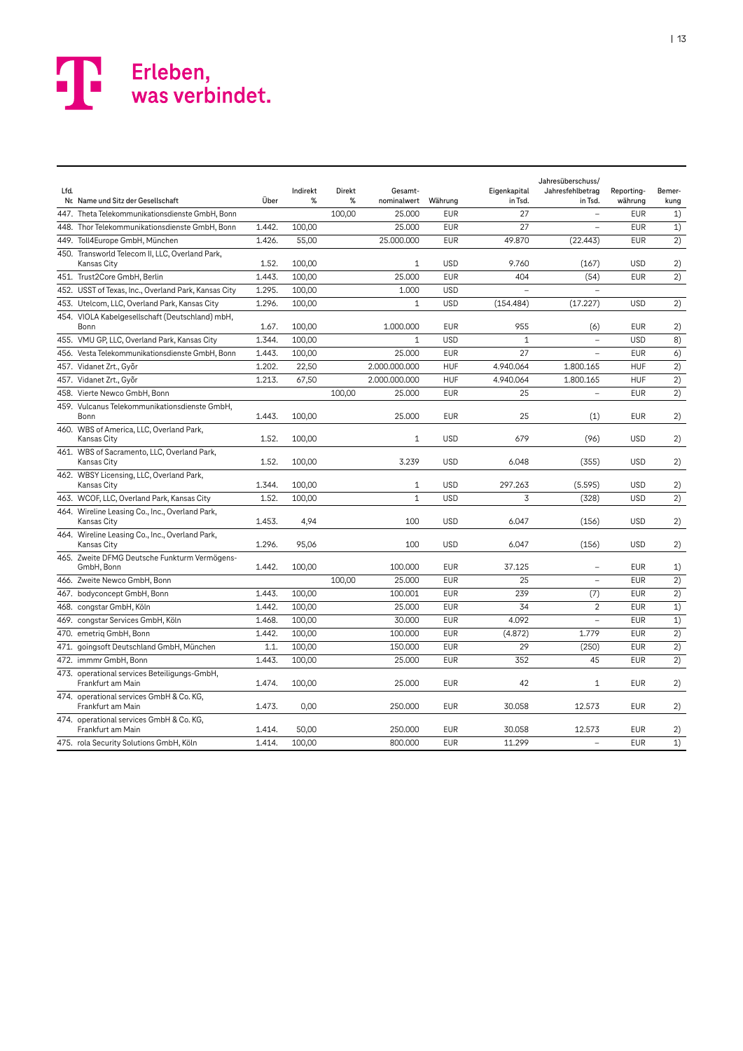| Lfd. Nr. | Name und Sitz der Gesellschaft | Über | Indirekt % | Direkt % | Gesamt-nominalwert | Währung | Eigenkapital in Tsd. | Jahresüberschuss/ Jahresfehlbetrag in Tsd. | Reporting-währung | Bemer-kung |
|---|---|---|---|---|---|---|---|---|---|---|
| 447. | Theta Telekommunikationsdienste GmbH, Bonn | | | 100,00 | 25.000 | EUR | 27 | – | EUR | 1) |
| 448. | Thor Telekommunikationsdienste GmbH, Bonn | 1.442. | 100,00 | | 25.000 | EUR | 27 | – | EUR | 1) |
| 449. | Toll4Europe GmbH, München | 1.426. | 55,00 | | 25.000.000 | EUR | 49.870 | (22.443) | EUR | 2) |
| 450. | Transworld Telecom II, LLC, Overland Park, Kansas City | 1.52. | 100,00 | | 1 | USD | 9.760 | (167) | USD | 2) |
| 451. | Trust2Core GmbH, Berlin | 1.443. | 100,00 | | 25.000 | EUR | 404 | (54) | EUR | 2) |
| 452. | USST of Texas, Inc., Overland Park, Kansas City | 1.295. | 100,00 | | 1.000 | USD | – | – | | |
| 453. | Utelcom, LLC, Overland Park, Kansas City | 1.296. | 100,00 | | 1 | USD | (154.484) | (17.227) | USD | 2) |
| 454. | VIOLA Kabelgesellschaft (Deutschland) mbH, Bonn | 1.67. | 100,00 | | 1.000.000 | EUR | 955 | (6) | EUR | 2) |
| 455. | VMU GP, LLC, Overland Park, Kansas City | 1.344. | 100,00 | | 1 | USD | 1 | – | USD | 8) |
| 456. | Vesta Telekommunikationsdienste GmbH, Bonn | 1.443. | 100,00 | | 25.000 | EUR | 27 | – | EUR | 6) |
| 457. | Vidanet Zrt., Győr | 1.202. | 22,50 | | 2.000.000.000 | HUF | 4.940.064 | 1.800.165 | HUF | 2) |
| 457. | Vidanet Zrt., Győr | 1.213. | 67,50 | | 2.000.000.000 | HUF | 4.940.064 | 1.800.165 | HUF | 2) |
| 458. | Vierte Newco GmbH, Bonn | | | 100,00 | 25.000 | EUR | 25 | – | EUR | 2) |
| 459. | Vulcanus Telekommunikationsdienste GmbH, Bonn | 1.443. | 100,00 | | 25.000 | EUR | 25 | (1) | EUR | 2) |
| 460. | WBS of America, LLC, Overland Park, Kansas City | 1.52. | 100,00 | | 1 | USD | 679 | (96) | USD | 2) |
| 461. | WBS of Sacramento, LLC, Overland Park, Kansas City | 1.52. | 100,00 | | 3.239 | USD | 6.048 | (355) | USD | 2) |
| 462. | WBSY Licensing, LLC, Overland Park, Kansas City | 1.344. | 100,00 | | 1 | USD | 297.263 | (5.595) | USD | 2) |
| 463. | WCOF, LLC, Overland Park, Kansas City | 1.52. | 100,00 | | 1 | USD | 3 | (328) | USD | 2) |
| 464. | Wireline Leasing Co., Inc., Overland Park, Kansas City | 1.453. | 4,94 | | 100 | USD | 6.047 | (156) | USD | 2) |
| 464. | Wireline Leasing Co., Inc., Overland Park, Kansas City | 1.296. | 95,06 | | 100 | USD | 6.047 | (156) | USD | 2) |
| 465. | Zweite DFMG Deutsche Funkturm Vermögens-GmbH, Bonn | 1.442. | 100,00 | | 100.000 | EUR | 37.125 | – | EUR | 1) |
| 466. | Zweite Newco GmbH, Bonn | | | 100,00 | 25.000 | EUR | 25 | – | EUR | 2) |
| 467. | bodyconcept GmbH, Bonn | 1.443. | 100,00 | | 100.001 | EUR | 239 | (7) | EUR | 2) |
| 468. | congstar GmbH, Köln | 1.442. | 100,00 | | 25.000 | EUR | 34 | 2 | EUR | 1) |
| 469. | congstar Services GmbH, Köln | 1.468. | 100,00 | | 30.000 | EUR | 4.092 | – | EUR | 1) |
| 470. | emetriq GmbH, Bonn | 1.442. | 100,00 | | 100.000 | EUR | (4.872) | 1.779 | EUR | 2) |
| 471. | goingsoft Deutschland GmbH, München | 1.1. | 100,00 | | 150.000 | EUR | 29 | (250) | EUR | 2) |
| 472. | immmr GmbH, Bonn | 1.443. | 100,00 | | 25.000 | EUR | 352 | 45 | EUR | 2) |
| 473. | operational services Beteiligungs-GmbH, Frankfurt am Main | 1.474. | 100,00 | | 25.000 | EUR | 42 | 1 | EUR | 2) |
| 474. | operational services GmbH & Co. KG, Frankfurt am Main | 1.473. | 0,00 | | 250.000 | EUR | 30.058 | 12.573 | EUR | 2) |
| 474. | operational services GmbH & Co. KG, Frankfurt am Main | 1.414. | 50,00 | | 250.000 | EUR | 30.058 | 12.573 | EUR | 2) |
| 475. | rola Security Solutions GmbH, Köln | 1.414. | 100,00 | | 800.000 | EUR | 11.299 | – | EUR | 1) |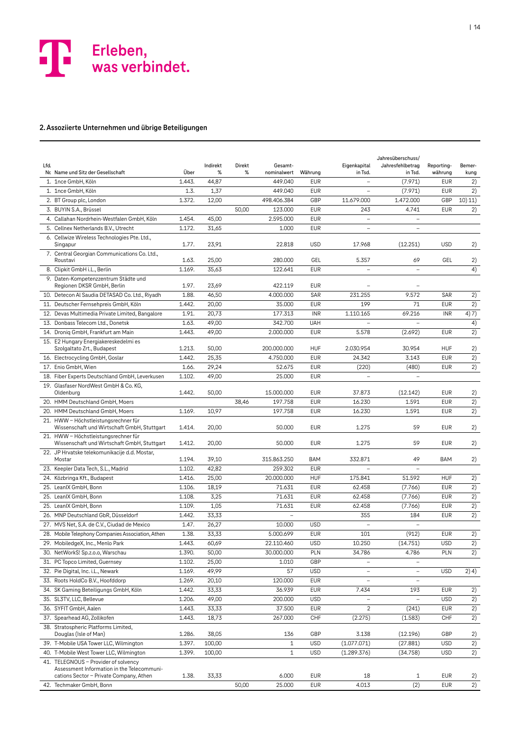## 2. Assoziierte Unternehmen und übrige Beteiligungen

| Lfd. Nr. | Name und Sitz der Gesellschaft | Über | Indirekt % | Direkt % | Gesamt-nominalwert | Währung | Eigenkapital in Tsd. | Jahresüberschuss/ Jahresfehlbetrag in Tsd. | Reporting-währung | Bemer-kung |
|---|---|---|---|---|---|---|---|---|---|---|
| 1. | 1nce GmbH, Köln | 1.443. | 44,87 | | 449.040 | EUR | – | (7.971) | EUR | 2) |
| 1. | 1nce GmbH, Köln | 1.3. | 1,37 | | 449.040 | EUR | – | (7.971) | EUR | 2) |
| 2. | BT Group plc, London | 1.372. | 12,00 | | 498.406.384 | GBP | 11.679.000 | 1.472.000 | GBP | 10) 11) |
| 3. | BUYIN S.A., Brüssel | | | 50,00 | 123.000 | EUR | 243 | 4.741 | EUR | 2) |
| 4. | Callahan Nordrhein-Westfalen GmbH, Köln | 1.454. | 45,00 | | 2.595.000 | EUR | – | – | | |
| 5. | Cellnex Netherlands B.V., Utrecht | 1.172. | 31,65 | | 1.000 | EUR | – | – | | |
| 6. | Cellwize Wireless Technologies Pte. Ltd., Singapur | 1.77. | 23,91 | | 22.818 | USD | 17.968 | (12.251) | USD | 2) |
| 7. | Central Georgian Communications Co. Ltd., Roustavi | 1.63. | 25,00 | | 280.000 | GEL | 5.357 | 69 | GEL | 2) |
| 8. | Clipkit GmbH i.L., Berlin | 1.169. | 35,63 | | 122.641 | EUR | – | – | | 4) |
| 9. | Daten-Kompetenzzentrum Städte und Regionen DKSR GmbH, Berlin | 1.97. | 23,69 | | 422.119 | EUR | – | – | | |
| 10. | Detecon Al Saudia DETASAD Co. Ltd., Riyadh | 1.88. | 46,50 | | 4.000.000 | SAR | 231.255 | 9.572 | SAR | 2) |
| 11. | Deutscher Fernsehpreis GmbH, Köln | 1.442. | 20,00 | | 35.000 | EUR | 199 | 71 | EUR | 2) |
| 12. | Devas Multimedia Private Limited, Bangalore | 1.91. | 20,73 | | 177.313 | INR | 1.110.165 | 69.216 | INR | 4) 7) |
| 13. | Donbass Telecom Ltd., Donetsk | 1.63. | 49,00 | | 342.700 | UAH | – | – | | 4) |
| 14. | Droniq GmbH, Frankfurt am Main | 1.443. | 49,00 | | 2.000.000 | EUR | 5.578 | (2.692) | EUR | 2) |
| 15. | E2 Hungary Energiakereskedelmi es Szolgaltato Zrt., Budapest | 1.213. | 50,00 | | 200.000.000 | HUF | 2.030.954 | 30.954 | HUF | 2) |
| 16. | Electrocycling GmbH, Goslar | 1.442. | 25,35 | | 4.750.000 | EUR | 24.342 | 3.143 | EUR | 2) |
| 17. | Enio GmbH, Wien | 1.66. | 29,24 | | 52.675 | EUR | (220) | (480) | EUR | 2) |
| 18. | Fiber Experts Deutschland GmbH, Leverkusen | 1.102. | 49,00 | | 25.000 | EUR | – | – | | |
| 19. | Glasfaser NordWest GmbH & Co. KG, Oldenburg | 1.442. | 50,00 | | 15.000.000 | EUR | 37.873 | (12.142) | EUR | 2) |
| 20. | HMM Deutschland GmbH, Moers | | | 38,46 | 197.758 | EUR | 16.230 | 1.591 | EUR | 2) |
| 20. | HMM Deutschland GmbH, Moers | 1.169. | 10,97 | | 197.758 | EUR | 16.230 | 1.591 | EUR | 2) |
| 21. | HWW – Höchstleistungsrechner für Wissenschaft und Wirtschaft GmbH, Stuttgart | 1.414. | 20,00 | | 50.000 | EUR | 1.275 | 59 | EUR | 2) |
| 21. | HWW – Höchstleistungsrechner für Wissenschaft und Wirtschaft GmbH, Stuttgart | 1.412. | 20,00 | | 50.000 | EUR | 1.275 | 59 | EUR | 2) |
| 22. | JP Hrvatske telekomunikacije d.d. Mostar, Mostar | 1.194. | 39,10 | | 315.863.250 | BAM | 332.871 | 49 | BAM | 2) |
| 23. | Keepler Data Tech, S.L., Madrid | 1.102. | 42,82 | | 259.302 | EUR | – | – | | |
| 24. | Közbringa Kft., Budapest | 1.416. | 25,00 | | 20.000.000 | HUF | 175.841 | 51.592 | HUF | 2) |
| 25. | LeanIX GmbH, Bonn | 1.106. | 18,19 | | 71.631 | EUR | 62.458 | (7.766) | EUR | 2) |
| 25. | LeanIX GmbH, Bonn | 1.108. | 3,25 | | 71.631 | EUR | 62.458 | (7.766) | EUR | 2) |
| 25. | LeanIX GmbH, Bonn | 1.109. | 1,05 | | 71.631 | EUR | 62.458 | (7.766) | EUR | 2) |
| 26. | MNP Deutschland GbR, Düsseldorf | 1.442. | 33,33 | | – | | 355 | 184 | EUR | 2) |
| 27. | MVS Net, S.A. de C.V., Ciudad de Mexico | 1.47. | 26,27 | | 10.000 | USD | – | – | | |
| 28. | Mobile Telephony Companies Association, Athen | 1.38. | 33,33 | | 5.000.699 | EUR | 101 | (912) | EUR | 2) |
| 29. | MobiledgeX, Inc., Menlo Park | 1.443. | 60,69 | | 22.110.460 | USD | 10.250 | (14.751) | USD | 2) |
| 30. | NetWorkS! Sp.z.o.o, Warschau | 1.390. | 50,00 | | 30.000.000 | PLN | 34.786 | 4.786 | PLN | 2) |
| 31. | PC Topco Limited, Guernsey | 1.102. | 25,00 | | 1.010 | GBP | – | – | | |
| 32. | Pie Digital, Inc. i.L., Newark | 1.169. | 49,99 | | 57 | USD | – | – | USD | 2) 4) |
| 33. | Roots HoldCo B.V., Hoofddorp | 1.269. | 20,10 | | 120.000 | EUR | – | – | | |
| 34. | SK Gaming Beteiligungs GmbH, Köln | 1.442. | 33,33 | | 36.939 | EUR | 7.434 | 193 | EUR | 2) |
| 35. | SL3TV, LLC, Bellevue | 1.206. | 49,00 | | 200.000 | USD | – | – | USD | 2) |
| 36. | SYFIT GmbH, Aalen | 1.443. | 33,33 | | 37.500 | EUR | 2 | (241) | EUR | 2) |
| 37. | Spearhead AG, Zollikofen | 1.443. | 18,73 | | 267.000 | CHF | (2.275) | (1.583) | CHF | 2) |
| 38. | Stratospheric Platforms Limited, Douglas (Isle of Man) | 1.286. | 38,05 | | 136 | GBP | 3.138 | (12.196) | GBP | 2) |
| 39. | T-Mobile USA Tower LLC, Wilmington | 1.397. | 100,00 | | 1 | USD | (1.077.071) | (27.881) | USD | 2) |
| 40. | T-Mobile West Tower LLC, Wilmington | 1.399. | 100,00 | | 1 | USD | (1.289.376) | (34.758) | USD | 2) |
| 41. | TELEGNOUS – Provider of solvency Assessment Information in the Telecommunications Sector – Private Company, Athen | 1.38. | 33,33 | | 6.000 | EUR | 18 | 1 | EUR | 2) |
| 42. | Techmaker GmbH, Bonn | | | 50,00 | 25.000 | EUR | 4.013 | (2) | EUR | 2) |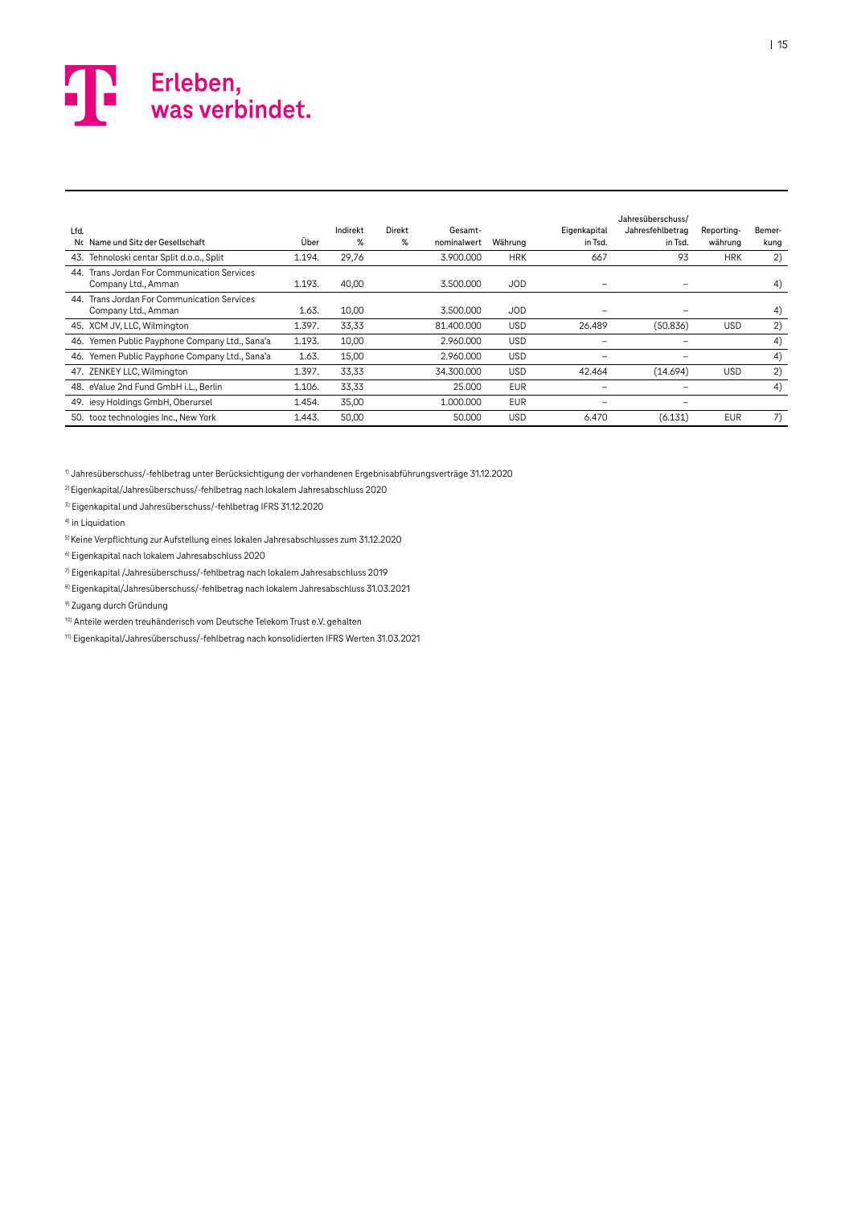Erleben, was verbindet.

| Lfd. Nr. | Name und Sitz der Gesellschaft | Über | Indirekt % | Direkt % | Gesamt-nominalwert | Währung | Eigenkapital in Tsd. | Jahresüberschuss/ Jahresfehlbetrag in Tsd. | Reporting-währung | Bemer-kung |
|---|---|---|---|---|---|---|---|---|---|---|
| 43. | Tehnoloski centar Split d.o.o., Split | 1.194. | 29,76 | | 3.900.000 | HRK | 667 | 93 | HRK | 2) |
| 44. | Trans Jordan For Communication Services Company Ltd., Amman | 1.193. | 40,00 | | 3.500.000 | JOD | – | – | | 4) |
| 44. | Trans Jordan For Communication Services Company Ltd., Amman | 1.63. | 10,00 | | 3.500.000 | JOD | – | – | | 4) |
| 45. | XCM JV, LLC, Wilmington | 1.397. | 33,33 | | 81.400.000 | USD | 26.489 | (50.836) | USD | 2) |
| 46. | Yemen Public Payphone Company Ltd., Sana'a | 1.193. | 10,00 | | 2.960.000 | USD | – | – | | 4) |
| 46. | Yemen Public Payphone Company Ltd., Sana'a | 1.63. | 15,00 | | 2.960.000 | USD | – | – | | 4) |
| 47. | ZENKEY LLC, Wilmington | 1.397. | 33,33 | | 34.300.000 | USD | 42.464 | (14.694) | USD | 2) |
| 48. | eValue 2nd Fund GmbH i.L., Berlin | 1.106. | 33,33 | | 25.000 | EUR | – | – | | 4) |
| 49. | iesy Holdings GmbH, Oberursel | 1.454. | 35,00 | | 1.000.000 | EUR | – | – | | |
| 50. | tooz technologies Inc., New York | 1.443. | 50,00 | | 50.000 | USD | 6.470 | (6.131) | EUR | 7) |

[1] Jahresüberschuss/-fehlbetrag unter Berücksichtigung der vorhandenen Ergebnisabführungsverträge 31.12.2020

[2] Eigenkapital/Jahresüberschuss/-fehlbetrag nach lokalem Jahresabschluss 2020

[3] Eigenkapital und Jahresüberschuss/-fehlbetrag IFRS 31.12.2020

[4] in Liquidation

[5] Keine Verpflichtung zur Aufstellung eines lokalen Jahresabschlusses zum 31.12.2020

[6] Eigenkapital nach lokalem Jahresabschluss 2020

[7] Eigenkapital /Jahresüberschuss/-fehlbetrag nach lokalem Jahresabschluss 2019

[8] Eigenkapital/Jahresüberschuss/-fehlbetrag nach lokalem Jahresabschluss 31.03.2021

[9] Zugang durch Gründung

[10] Anteile werden treuhänderisch vom Deutsche Telekom Trust e.V. gehalten

[11] Eigenkapital/Jahresüberschuss/-fehlbetrag nach konsolidierten IFRS Werten 31.03.2021